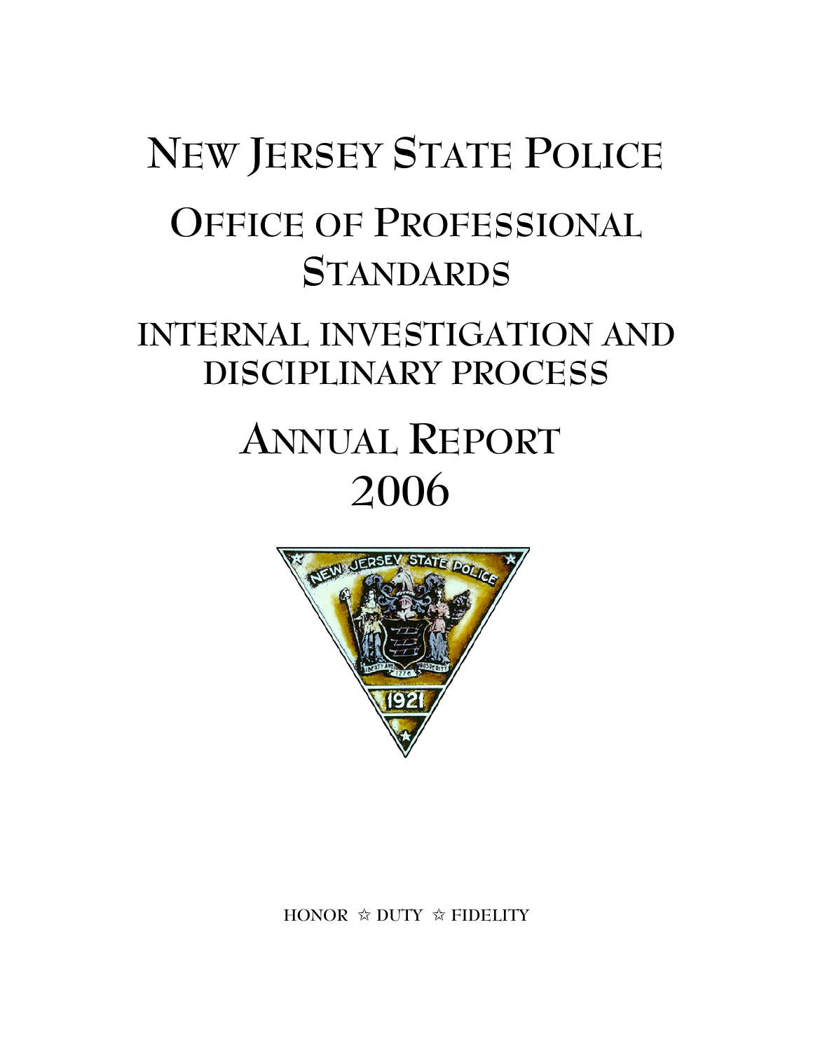# NEW JERSEY STATE POLICE

## OFFICE OF PROFESSIONAL STANDARDS

## INTERNAL INVESTIGATION AND DISCIPLINARY PROCESS

# ANNUAL REPORT 2006

HONOR ☆ DUTY ☆ FIDELITY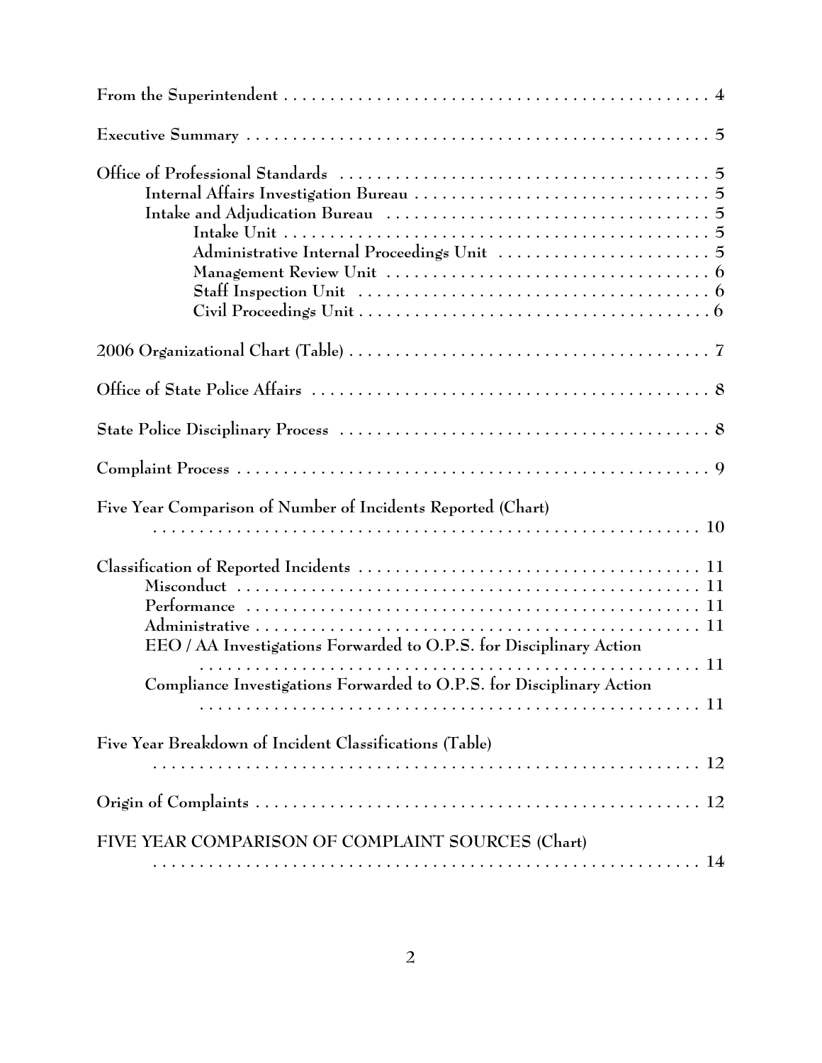From the Superintendent . . . . . . . . . . . . . . . . . . . . . . . . . . . . . . . . . . . . . . . . . . . . . . . 4

Executive Summary . . . . . . . . . . . . . . . . . . . . . . . . . . . . . . . . . . . . . . . . . . . . . . . . . . . 5

Office of Professional Standards . . . . . . . . . . . . . . . . . . . . . . . . . . . . . . . . . . . . . . . . 5
- Internal Affairs Investigation Bureau . . . . . . . . . . . . . . . . . . . . . . . . . . . . . . . . 5
- Intake and Adjudication Bureau . . . . . . . . . . . . . . . . . . . . . . . . . . . . . . . . . . . 5
  - Intake Unit . . . . . . . . . . . . . . . . . . . . . . . . . . . . . . . . . . . . . . . . . . . . . 5
  - Administrative Internal Proceedings Unit . . . . . . . . . . . . . . . . . . . . . . . 5
  - Management Review Unit . . . . . . . . . . . . . . . . . . . . . . . . . . . . . . . . . . 6
  - Staff Inspection Unit . . . . . . . . . . . . . . . . . . . . . . . . . . . . . . . . . . . . . 6
  - Civil Proceedings Unit . . . . . . . . . . . . . . . . . . . . . . . . . . . . . . . . . . . . . 6

2006 Organizational Chart (Table) . . . . . . . . . . . . . . . . . . . . . . . . . . . . . . . . . . . . . . . 7

Office of State Police Affairs . . . . . . . . . . . . . . . . . . . . . . . . . . . . . . . . . . . . . . . . . . . 8

State Police Disciplinary Process . . . . . . . . . . . . . . . . . . . . . . . . . . . . . . . . . . . . . . . . 8

Complaint Process . . . . . . . . . . . . . . . . . . . . . . . . . . . . . . . . . . . . . . . . . . . . . . . . . . . 9

Five Year Comparison of Number of Incidents Reported (Chart) . . . . . . . . . . . . . . . . . . . . . . . . . . . . . . . . . . . . . . . . . . . . . . . . . . . . . . . . . . 10

Classification of Reported Incidents . . . . . . . . . . . . . . . . . . . . . . . . . . . . . . . . . . . . . 11
- Misconduct . . . . . . . . . . . . . . . . . . . . . . . . . . . . . . . . . . . . . . . . . . . . . . . . . 11
- Performance . . . . . . . . . . . . . . . . . . . . . . . . . . . . . . . . . . . . . . . . . . . . . . . . 11
- Administrative . . . . . . . . . . . . . . . . . . . . . . . . . . . . . . . . . . . . . . . . . . . . . . . 11
- EEO / AA Investigations Forwarded to O.P.S. for Disciplinary Action . . . . . . . . . . . . . . . . . . . . . . . . . . . . . . . . . . . . . . . . . . . . . . . . . . . . . . 11
- Compliance Investigations Forwarded to O.P.S. for Disciplinary Action . . . . . . . . . . . . . . . . . . . . . . . . . . . . . . . . . . . . . . . . . . . . . . . . . . . . . . 11

Five Year Breakdown of Incident Classifications (Table) . . . . . . . . . . . . . . . . . . . . . . . . . . . . . . . . . . . . . . . . . . . . . . . . . . . . . . . . . . 12

Origin of Complaints . . . . . . . . . . . . . . . . . . . . . . . . . . . . . . . . . . . . . . . . . . . . . . . . . 12

FIVE YEAR COMPARISON OF COMPLAINT SOURCES (Chart) . . . . . . . . . . . . . . . . . . . . . . . . . . . . . . . . . . . . . . . . . . . . . . . . . . . . . . . . . . 14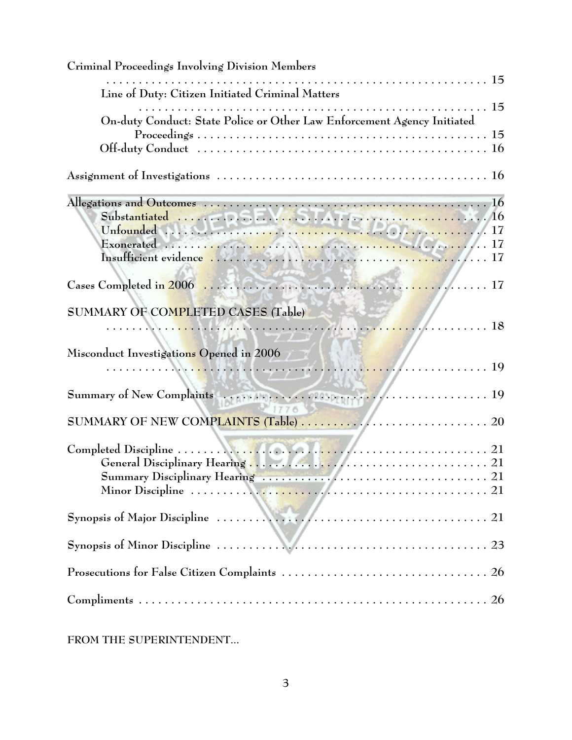Criminal Proceedings Involving Division Members . . . . . . . . . . . . . . . . . . . . . . . . . . . . . . . . . . . . . . . . . . . . . . . . . . 15

- Line of Duty: Citizen Initiated Criminal Matters . . . . . . . . . . . . . . . . . . . . . . . . . . . . . . . . . . . . . . . . . . . . . . . . . . 15
- On-duty Conduct: State Police or Other Law Enforcement Agency Initiated Proceedings . . . . . . . . . . . . . . . . . . . . . . . . . . . . . . . . . . . . . . . . . . . . . 15
- Off-duty Conduct . . . . . . . . . . . . . . . . . . . . . . . . . . . . . . . . . . . . . . . . . . . . . 16

Assignment of Investigations . . . . . . . . . . . . . . . . . . . . . . . . . . . . . . . . . . . . . . . . . . . . 16

Allegations and Outcomes . . . . . . . . . . . . . . . . . . . . . . . . . . . . . . . . . . . . . . . . . . . . 16

- Substantiated . . . . . . . . . . . . . . . . . . . . . . . . . . . . . . . . . . . . . . . . . . . . . 16
- Unfounded . . . . . . . . . . . . . . . . . . . . . . . . . . . . . . . . . . . . . . . . . . . . . 17
- Exonerated . . . . . . . . . . . . . . . . . . . . . . . . . . . . . . . . . . . . . . . . . . . . . 17
- Insufficient evidence . . . . . . . . . . . . . . . . . . . . . . . . . . . . . . . . . . . . . . . . . . . . . 17

Cases Completed in 2006 . . . . . . . . . . . . . . . . . . . . . . . . . . . . . . . . . . . . . . . . . . . . 17

SUMMARY OF COMPLETED CASES (Table) . . . . . . . . . . . . . . . . . . . . . . . . . . . . . . . . . . . . . . . . . . . . . . . . . . 18

Misconduct Investigations Opened in 2006 . . . . . . . . . . . . . . . . . . . . . . . . . . . . . . . . . . . . . . . . . . . . . . . . . . 19

Summary of New Complaints . . . . . . . . . . . . . . . . . . . . . . . . . . . . . . . . . . . . . . . . . . . . 19

SUMMARY OF NEW COMPLAINTS (Table) . . . . . . . . . . . . . . . . . . . . . . . . . . . . . . 20

Completed Discipline . . . . . . . . . . . . . . . . . . . . . . . . . . . . . . . . . . . . . . . . . . . . 21

- General Disciplinary Hearing . . . . . . . . . . . . . . . . . . . . . . . . . . . . . . . . . . . . . . . . . . . . 21
- Summary Disciplinary Hearing . . . . . . . . . . . . . . . . . . . . . . . . . . . . . . . . . . . . . . . . . . . . 21
- Minor Discipline . . . . . . . . . . . . . . . . . . . . . . . . . . . . . . . . . . . . . . . . . . . . 21

Synopsis of Major Discipline . . . . . . . . . . . . . . . . . . . . . . . . . . . . . . . . . . . . . . . . . . . . 21

Synopsis of Minor Discipline . . . . . . . . . . . . . . . . . . . . . . . . . . . . . . . . . . . . . . . . . . . . 23

Prosecutions for False Citizen Complaints . . . . . . . . . . . . . . . . . . . . . . . . . . . . . . . . . 26

Compliments . . . . . . . . . . . . . . . . . . . . . . . . . . . . . . . . . . . . . . . . . . . . 26

FROM THE SUPERINTENDENT...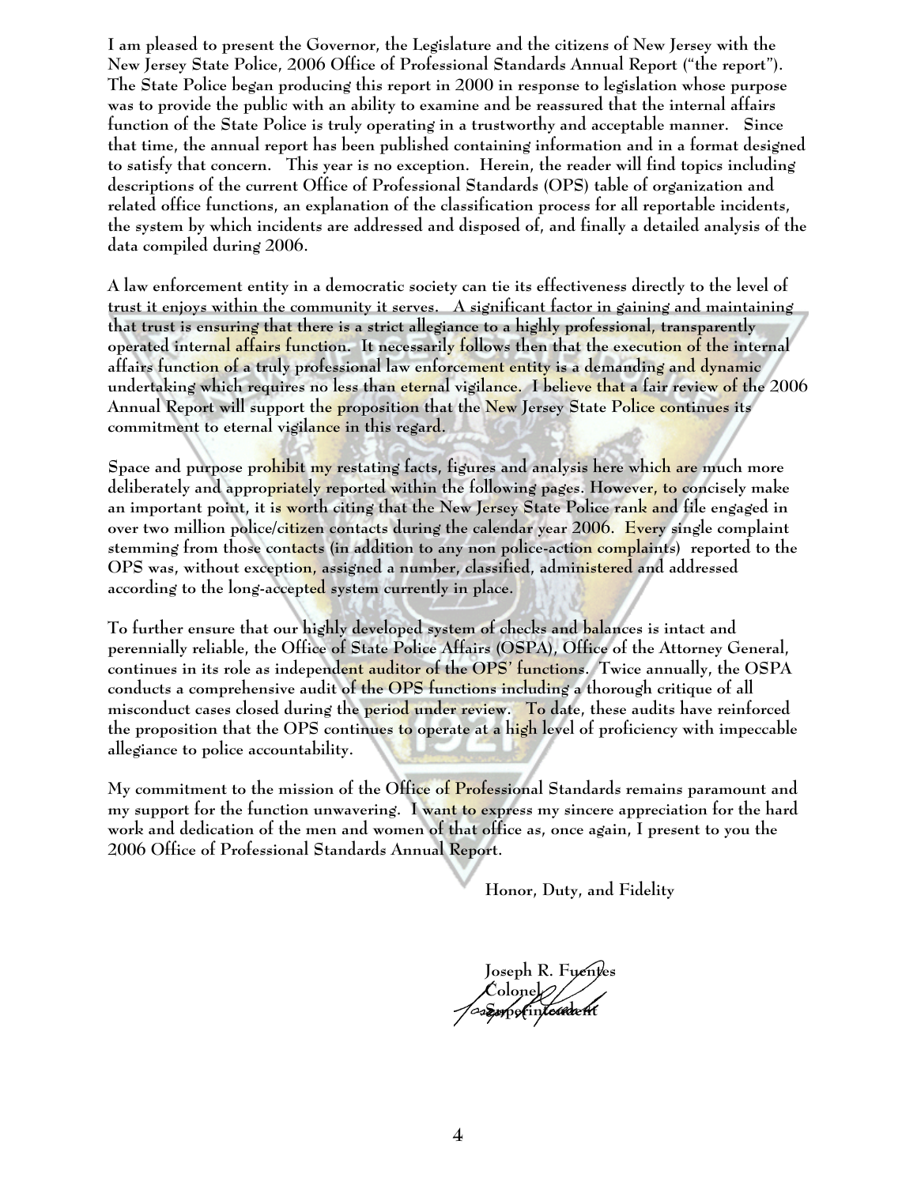I am pleased to present the Governor, the Legislature and the citizens of New Jersey with the New Jersey State Police, 2006 Office of Professional Standards Annual Report ("the report"). The State Police began producing this report in 2000 in response to legislation whose purpose was to provide the public with an ability to examine and be reassured that the internal affairs function of the State Police is truly operating in a trustworthy and acceptable manner. Since that time, the annual report has been published containing information and in a format designed to satisfy that concern. This year is no exception. Herein, the reader will find topics including descriptions of the current Office of Professional Standards (OPS) table of organization and related office functions, an explanation of the classification process for all reportable incidents, the system by which incidents are addressed and disposed of, and finally a detailed analysis of the data compiled during 2006.

A law enforcement entity in a democratic society can tie its effectiveness directly to the level of trust it enjoys within the community it serves. A significant factor in gaining and maintaining that trust is ensuring that there is a strict allegiance to a highly professional, transparently operated internal affairs function. It necessarily follows then that the execution of the internal affairs function of a truly professional law enforcement entity is a demanding and dynamic undertaking which requires no less than eternal vigilance. I believe that a fair review of the 2006 Annual Report will support the proposition that the New Jersey State Police continues its commitment to eternal vigilance in this regard.

Space and purpose prohibit my restating facts, figures and analysis here which are much more deliberately and appropriately reported within the following pages. However, to concisely make an important point, it is worth citing that the New Jersey State Police rank and file engaged in over two million police/citizen contacts during the calendar year 2006. Every single complaint stemming from those contacts (in addition to any non police-action complaints) reported to the OPS was, without exception, assigned a number, classified, administered and addressed according to the long-accepted system currently in place.

To further ensure that our highly developed system of checks and balances is intact and perennially reliable, the Office of State Police Affairs (OSPA), Office of the Attorney General, continues in its role as independent auditor of the OPS' functions. Twice annually, the OSPA conducts a comprehensive audit of the OPS functions including a thorough critique of all misconduct cases closed during the period under review. To date, these audits have reinforced the proposition that the OPS continues to operate at a high level of proficiency with impeccable allegiance to police accountability.

My commitment to the mission of the Office of Professional Standards remains paramount and my support for the function unwavering. I want to express my sincere appreciation for the hard work and dedication of the men and women of that office as, once again, I present to you the 2006 Office of Professional Standards Annual Report.

Honor, Duty, and Fidelity

Joseph R. Fuentes
Colonel
Superintendent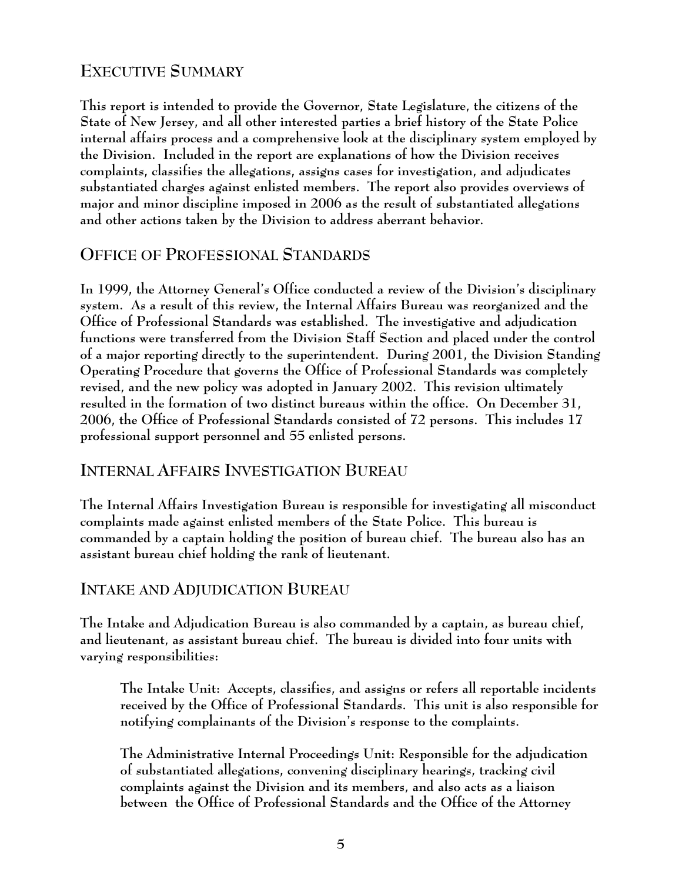## EXECUTIVE SUMMARY

This report is intended to provide the Governor, State Legislature, the citizens of the State of New Jersey, and all other interested parties a brief history of the State Police internal affairs process and a comprehensive look at the disciplinary system employed by the Division. Included in the report are explanations of how the Division receives complaints, classifies the allegations, assigns cases for investigation, and adjudicates substantiated charges against enlisted members. The report also provides overviews of major and minor discipline imposed in 2006 as the result of substantiated allegations and other actions taken by the Division to address aberrant behavior.

## OFFICE OF PROFESSIONAL STANDARDS

In 1999, the Attorney General's Office conducted a review of the Division's disciplinary system. As a result of this review, the Internal Affairs Bureau was reorganized and the Office of Professional Standards was established. The investigative and adjudication functions were transferred from the Division Staff Section and placed under the control of a major reporting directly to the superintendent. During 2001, the Division Standing Operating Procedure that governs the Office of Professional Standards was completely revised, and the new policy was adopted in January 2002. This revision ultimately resulted in the formation of two distinct bureaus within the office. On December 31, 2006, the Office of Professional Standards consisted of 72 persons. This includes 17 professional support personnel and 55 enlisted persons.

## INTERNAL AFFAIRS INVESTIGATION BUREAU

The Internal Affairs Investigation Bureau is responsible for investigating all misconduct complaints made against enlisted members of the State Police. This bureau is commanded by a captain holding the position of bureau chief. The bureau also has an assistant bureau chief holding the rank of lieutenant.

## INTAKE AND ADJUDICATION BUREAU

The Intake and Adjudication Bureau is also commanded by a captain, as bureau chief, and lieutenant, as assistant bureau chief. The bureau is divided into four units with varying responsibilities:

The Intake Unit: Accepts, classifies, and assigns or refers all reportable incidents received by the Office of Professional Standards. This unit is also responsible for notifying complainants of the Division's response to the complaints.

The Administrative Internal Proceedings Unit: Responsible for the adjudication of substantiated allegations, convening disciplinary hearings, tracking civil complaints against the Division and its members, and also acts as a liaison between the Office of Professional Standards and the Office of the Attorney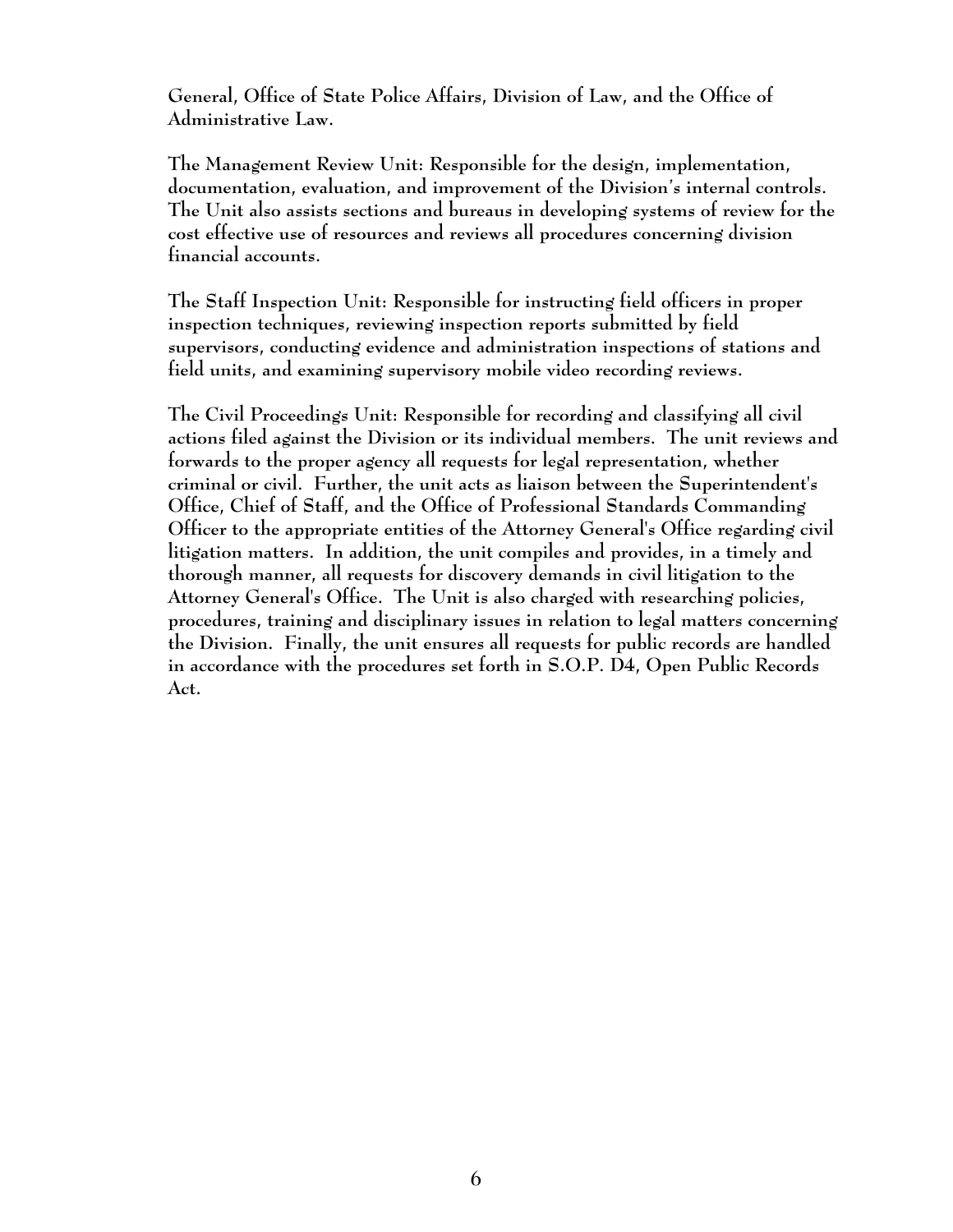General, Office of State Police Affairs, Division of Law, and the Office of Administrative Law.

The Management Review Unit: Responsible for the design, implementation, documentation, evaluation, and improvement of the Division's internal controls. The Unit also assists sections and bureaus in developing systems of review for the cost effective use of resources and reviews all procedures concerning division financial accounts.

The Staff Inspection Unit: Responsible for instructing field officers in proper inspection techniques, reviewing inspection reports submitted by field supervisors, conducting evidence and administration inspections of stations and field units, and examining supervisory mobile video recording reviews.

The Civil Proceedings Unit: Responsible for recording and classifying all civil actions filed against the Division or its individual members. The unit reviews and forwards to the proper agency all requests for legal representation, whether criminal or civil. Further, the unit acts as liaison between the Superintendent's Office, Chief of Staff, and the Office of Professional Standards Commanding Officer to the appropriate entities of the Attorney General's Office regarding civil litigation matters. In addition, the unit compiles and provides, in a timely and thorough manner, all requests for discovery demands in civil litigation to the Attorney General's Office. The Unit is also charged with researching policies, procedures, training and disciplinary issues in relation to legal matters concerning the Division. Finally, the unit ensures all requests for public records are handled in accordance with the procedures set forth in S.O.P. D4, Open Public Records Act.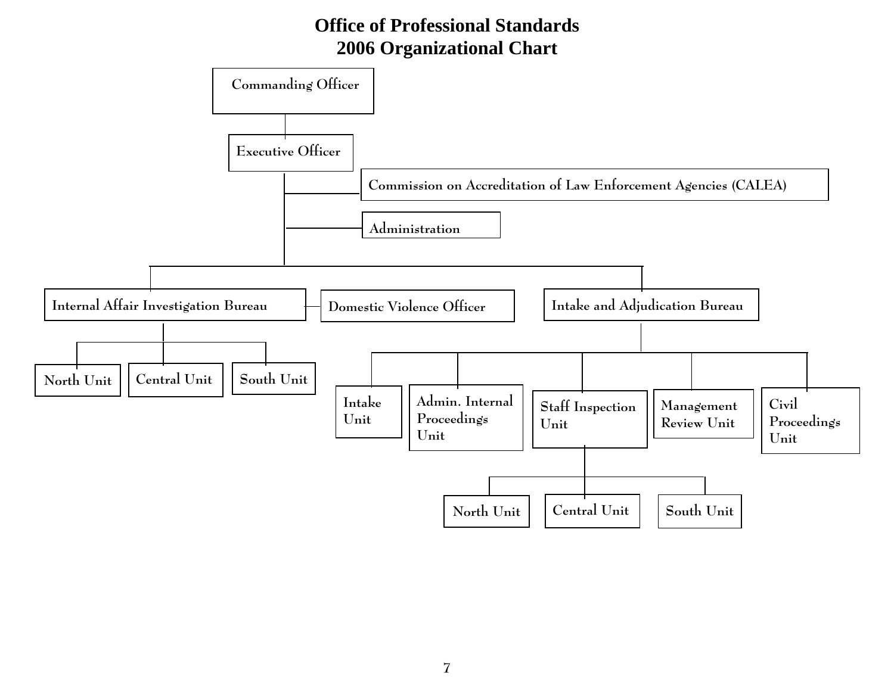# Office of Professional Standards
# 2006 Organizational Chart

- Commanding Officer
  - Executive Officer
    - Commission on Accreditation of Law Enforcement Agencies (CALEA)
    - Administration
    - Internal Affair Investigation Bureau
      - Domestic Violence Officer
      - North Unit
      - Central Unit
      - South Unit
    - Intake and Adjudication Bureau
      - Intake Unit
      - Admin. Internal Proceedings Unit
      - Staff Inspection Unit
        - North Unit
        - Central Unit
        - South Unit
      - Management Review Unit
      - Civil Proceedings Unit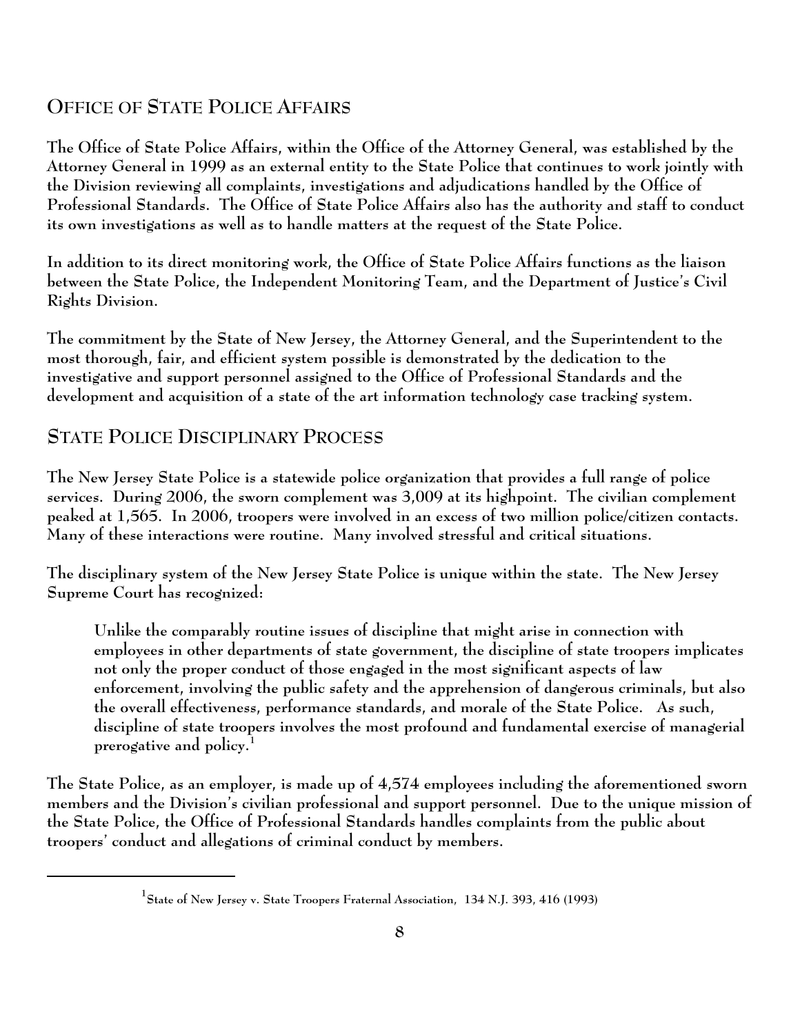## Office of State Police Affairs

The Office of State Police Affairs, within the Office of the Attorney General, was established by the Attorney General in 1999 as an external entity to the State Police that continues to work jointly with the Division reviewing all complaints, investigations and adjudications handled by the Office of Professional Standards. The Office of State Police Affairs also has the authority and staff to conduct its own investigations as well as to handle matters at the request of the State Police.

In addition to its direct monitoring work, the Office of State Police Affairs functions as the liaison between the State Police, the Independent Monitoring Team, and the Department of Justice's Civil Rights Division.

The commitment by the State of New Jersey, the Attorney General, and the Superintendent to the most thorough, fair, and efficient system possible is demonstrated by the dedication to the investigative and support personnel assigned to the Office of Professional Standards and the development and acquisition of a state of the art information technology case tracking system.

## State Police Disciplinary Process

The New Jersey State Police is a statewide police organization that provides a full range of police services. During 2006, the sworn complement was 3,009 at its highpoint. The civilian complement peaked at 1,565. In 2006, troopers were involved in an excess of two million police/citizen contacts. Many of these interactions were routine. Many involved stressful and critical situations.

The disciplinary system of the New Jersey State Police is unique within the state. The New Jersey Supreme Court has recognized:

> Unlike the comparably routine issues of discipline that might arise in connection with employees in other departments of state government, the discipline of state troopers implicates not only the proper conduct of those engaged in the most significant aspects of law enforcement, involving the public safety and the apprehension of dangerous criminals, but also the overall effectiveness, performance standards, and morale of the State Police. As such, discipline of state troopers involves the most profound and fundamental exercise of managerial prerogative and policy.[1]

The State Police, as an employer, is made up of 4,574 employees including the aforementioned sworn members and the Division's civilian professional and support personnel. Due to the unique mission of the State Police, the Office of Professional Standards handles complaints from the public about troopers' conduct and allegations of criminal conduct by members.

---

[1] State of New Jersey v. State Troopers Fraternal Association, 134 N.J. 393, 416 (1993)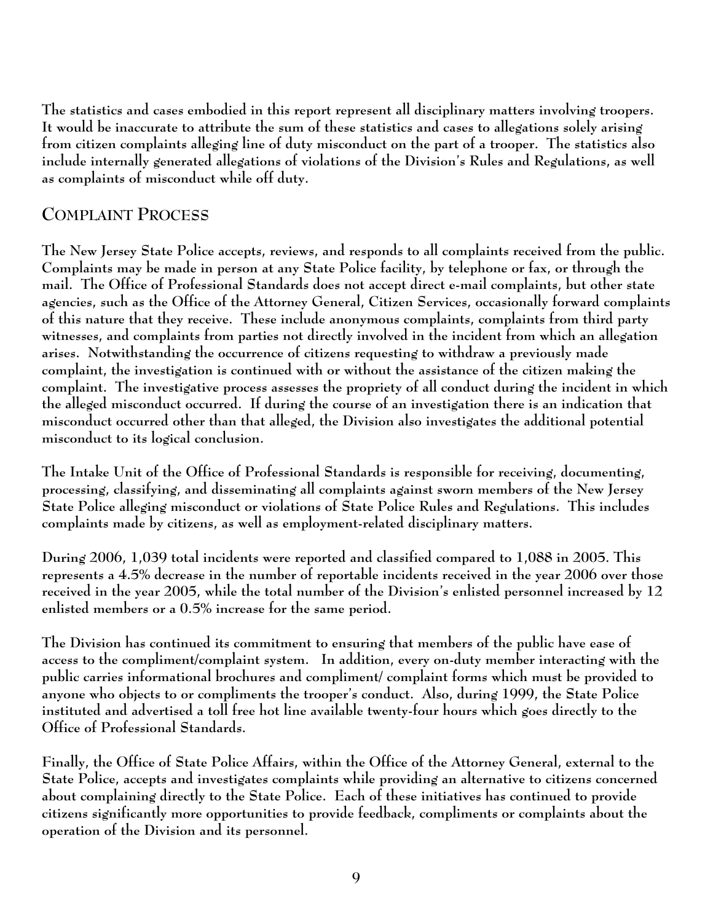The statistics and cases embodied in this report represent all disciplinary matters involving troopers. It would be inaccurate to attribute the sum of these statistics and cases to allegations solely arising from citizen complaints alleging line of duty misconduct on the part of a trooper. The statistics also include internally generated allegations of violations of the Division's Rules and Regulations, as well as complaints of misconduct while off duty.

## Complaint Process

The New Jersey State Police accepts, reviews, and responds to all complaints received from the public. Complaints may be made in person at any State Police facility, by telephone or fax, or through the mail. The Office of Professional Standards does not accept direct e-mail complaints, but other state agencies, such as the Office of the Attorney General, Citizen Services, occasionally forward complaints of this nature that they receive. These include anonymous complaints, complaints from third party witnesses, and complaints from parties not directly involved in the incident from which an allegation arises. Notwithstanding the occurrence of citizens requesting to withdraw a previously made complaint, the investigation is continued with or without the assistance of the citizen making the complaint. The investigative process assesses the propriety of all conduct during the incident in which the alleged misconduct occurred. If during the course of an investigation there is an indication that misconduct occurred other than that alleged, the Division also investigates the additional potential misconduct to its logical conclusion.

The Intake Unit of the Office of Professional Standards is responsible for receiving, documenting, processing, classifying, and disseminating all complaints against sworn members of the New Jersey State Police alleging misconduct or violations of State Police Rules and Regulations. This includes complaints made by citizens, as well as employment-related disciplinary matters.

During 2006, 1,039 total incidents were reported and classified compared to 1,088 in 2005. This represents a 4.5% decrease in the number of reportable incidents received in the year 2006 over those received in the year 2005, while the total number of the Division's enlisted personnel increased by 12 enlisted members or a 0.5% increase for the same period.

The Division has continued its commitment to ensuring that members of the public have ease of access to the compliment/complaint system. In addition, every on-duty member interacting with the public carries informational brochures and compliment/ complaint forms which must be provided to anyone who objects to or compliments the trooper's conduct. Also, during 1999, the State Police instituted and advertised a toll free hot line available twenty-four hours which goes directly to the Office of Professional Standards.

Finally, the Office of State Police Affairs, within the Office of the Attorney General, external to the State Police, accepts and investigates complaints while providing an alternative to citizens concerned about complaining directly to the State Police. Each of these initiatives has continued to provide citizens significantly more opportunities to provide feedback, compliments or complaints about the operation of the Division and its personnel.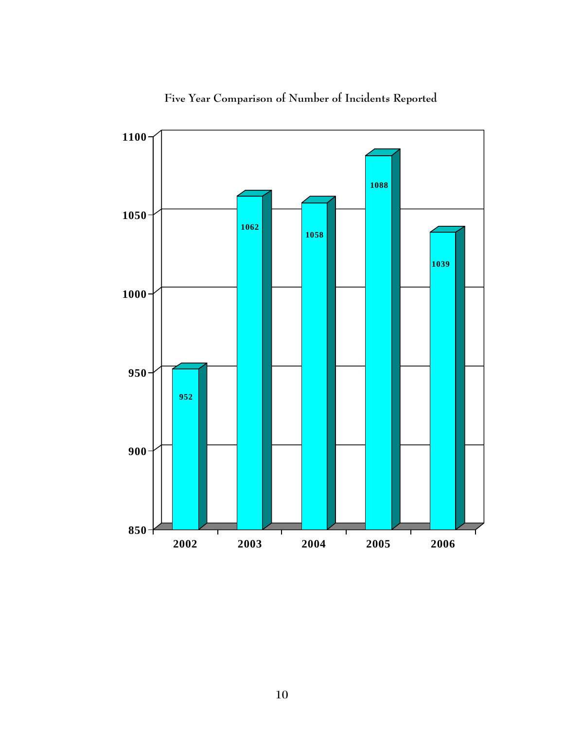Five Year Comparison of Number of Incidents Reported

| Year | Number of Incidents |
| --- | --- |
| 2002 | 952 |
| 2003 | 1062 |
| 2004 | 1058 |
| 2005 | 1088 |
| 2006 | 1039 |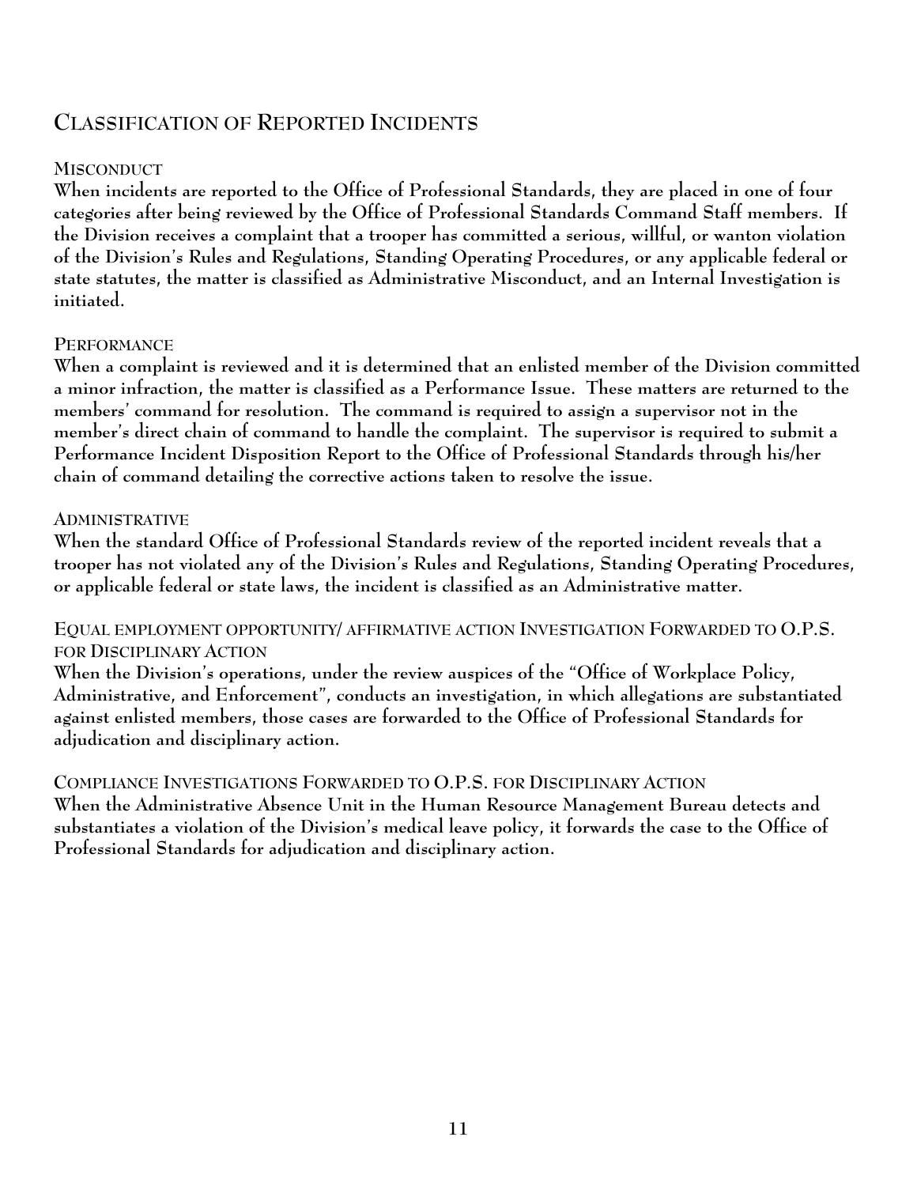# Classification of Reported Incidents

## Misconduct

**When incidents are reported to the Office of Professional Standards, they are placed in one of four categories after being reviewed by the Office of Professional Standards Command Staff members. If the Division receives a complaint that a trooper has committed a serious, willful, or wanton violation of the Division's Rules and Regulations, Standing Operating Procedures, or any applicable federal or state statutes, the matter is classified as Administrative Misconduct, and an Internal Investigation is initiated.**

## Performance

**When a complaint is reviewed and it is determined that an enlisted member of the Division committed a minor infraction, the matter is classified as a Performance Issue. These matters are returned to the members' command for resolution. The command is required to assign a supervisor not in the member's direct chain of command to handle the complaint. The supervisor is required to submit a Performance Incident Disposition Report to the Office of Professional Standards through his/her chain of command detailing the corrective actions taken to resolve the issue.**

## Administrative

**When the standard Office of Professional Standards review of the reported incident reveals that a trooper has not violated any of the Division's Rules and Regulations, Standing Operating Procedures, or applicable federal or state laws, the incident is classified as an Administrative matter.**

## Equal employment opportunity/ affirmative action Investigation Forwarded to O.P.S. for Disciplinary Action

**When the Division's operations, under the review auspices of the "Office of Workplace Policy, Administrative, and Enforcement", conducts an investigation, in which allegations are substantiated against enlisted members, those cases are forwarded to the Office of Professional Standards for adjudication and disciplinary action.**

## Compliance Investigations Forwarded to O.P.S. for Disciplinary Action

**When the Administrative Absence Unit in the Human Resource Management Bureau detects and substantiates a violation of the Division's medical leave policy, it forwards the case to the Office of Professional Standards for adjudication and disciplinary action.**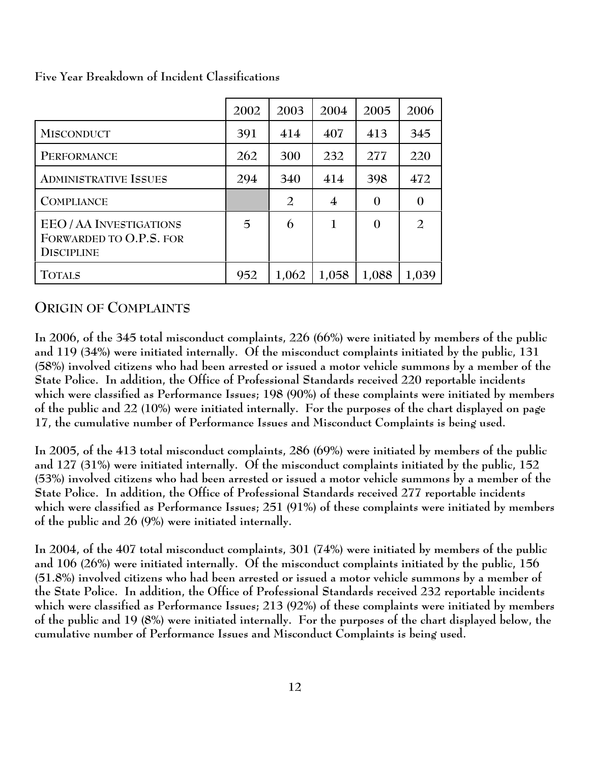Five Year Breakdown of Incident Classifications

| | 2002 | 2003 | 2004 | 2005 | 2006 |
|---|---|---|---|---|---|
| MISCONDUCT | 391 | 414 | 407 | 413 | 345 |
| PERFORMANCE | 262 | 300 | 232 | 277 | 220 |
| ADMINISTRATIVE ISSUES | 294 | 340 | 414 | 398 | 472 |
| COMPLIANCE | | 2 | 4 | 0 | 0 |
| EEO / AA INVESTIGATIONS FORWARDED TO O.P.S. FOR DISCIPLINE | 5 | 6 | 1 | 0 | 2 |
| TOTALS | 952 | 1,062 | 1,058 | 1,088 | 1,039 |

## ORIGIN OF COMPLAINTS

In 2006, of the 345 total misconduct complaints, 226 (66%) were initiated by members of the public and 119 (34%) were initiated internally. Of the misconduct complaints initiated by the public, 131 (58%) involved citizens who had been arrested or issued a motor vehicle summons by a member of the State Police. In addition, the Office of Professional Standards received 220 reportable incidents which were classified as Performance Issues; 198 (90%) of these complaints were initiated by members of the public and 22 (10%) were initiated internally. For the purposes of the chart displayed on page 17, the cumulative number of Performance Issues and Misconduct Complaints is being used.

In 2005, of the 413 total misconduct complaints, 286 (69%) were initiated by members of the public and 127 (31%) were initiated internally. Of the misconduct complaints initiated by the public, 152 (53%) involved citizens who had been arrested or issued a motor vehicle summons by a member of the State Police. In addition, the Office of Professional Standards received 277 reportable incidents which were classified as Performance Issues; 251 (91%) of these complaints were initiated by members of the public and 26 (9%) were initiated internally.

In 2004, of the 407 total misconduct complaints, 301 (74%) were initiated by members of the public and 106 (26%) were initiated internally. Of the misconduct complaints initiated by the public, 156 (51.8%) involved citizens who had been arrested or issued a motor vehicle summons by a member of the State Police. In addition, the Office of Professional Standards received 232 reportable incidents which were classified as Performance Issues; 213 (92%) of these complaints were initiated by members of the public and 19 (8%) were initiated internally. For the purposes of the chart displayed below, the cumulative number of Performance Issues and Misconduct Complaints is being used.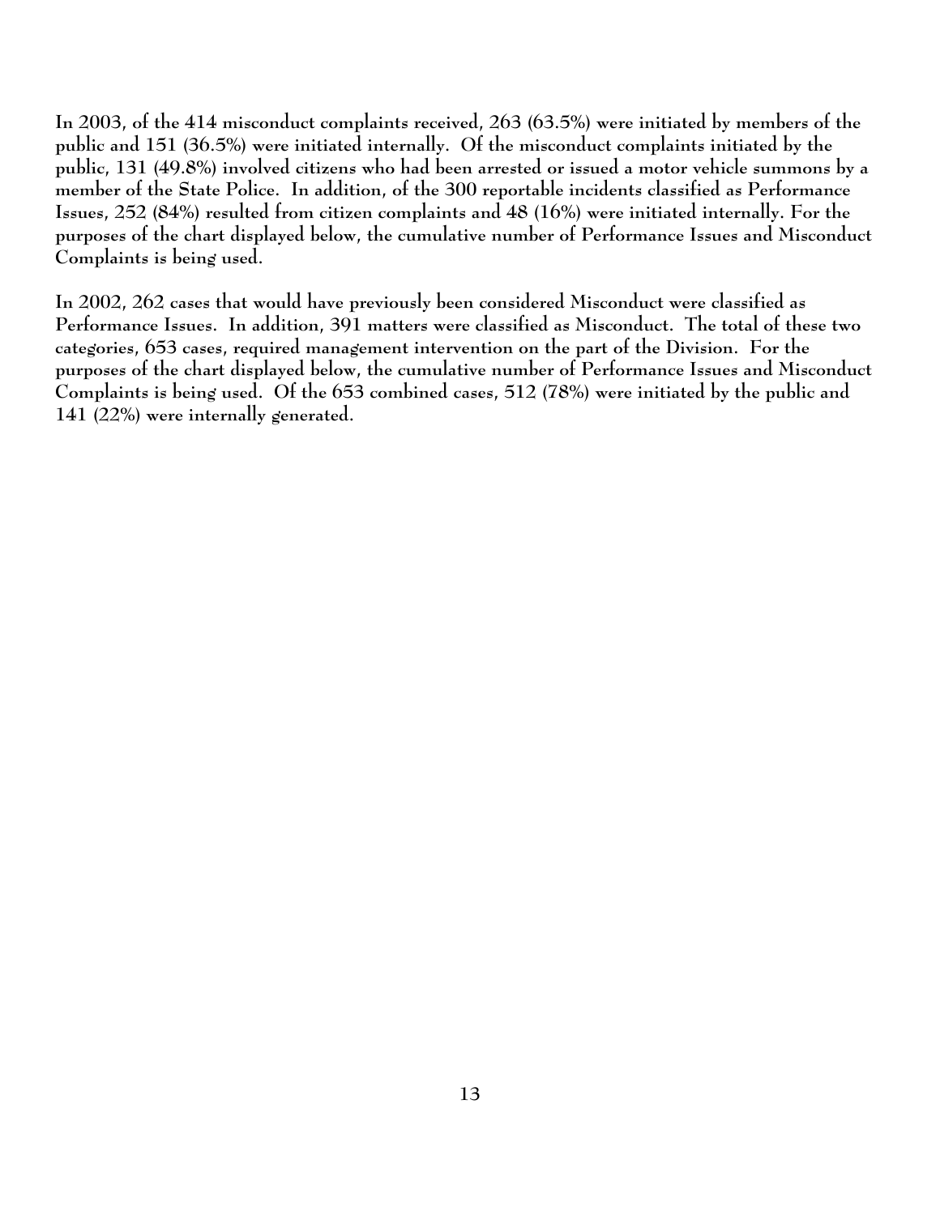In 2003, of the 414 misconduct complaints received, 263 (63.5%) were initiated by members of the public and 151 (36.5%) were initiated internally. Of the misconduct complaints initiated by the public, 131 (49.8%) involved citizens who had been arrested or issued a motor vehicle summons by a member of the State Police. In addition, of the 300 reportable incidents classified as Performance Issues, 252 (84%) resulted from citizen complaints and 48 (16%) were initiated internally. For the purposes of the chart displayed below, the cumulative number of Performance Issues and Misconduct Complaints is being used.

In 2002, 262 cases that would have previously been considered Misconduct were classified as Performance Issues. In addition, 391 matters were classified as Misconduct. The total of these two categories, 653 cases, required management intervention on the part of the Division. For the purposes of the chart displayed below, the cumulative number of Performance Issues and Misconduct Complaints is being used. Of the 653 combined cases, 512 (78%) were initiated by the public and 141 (22%) were internally generated.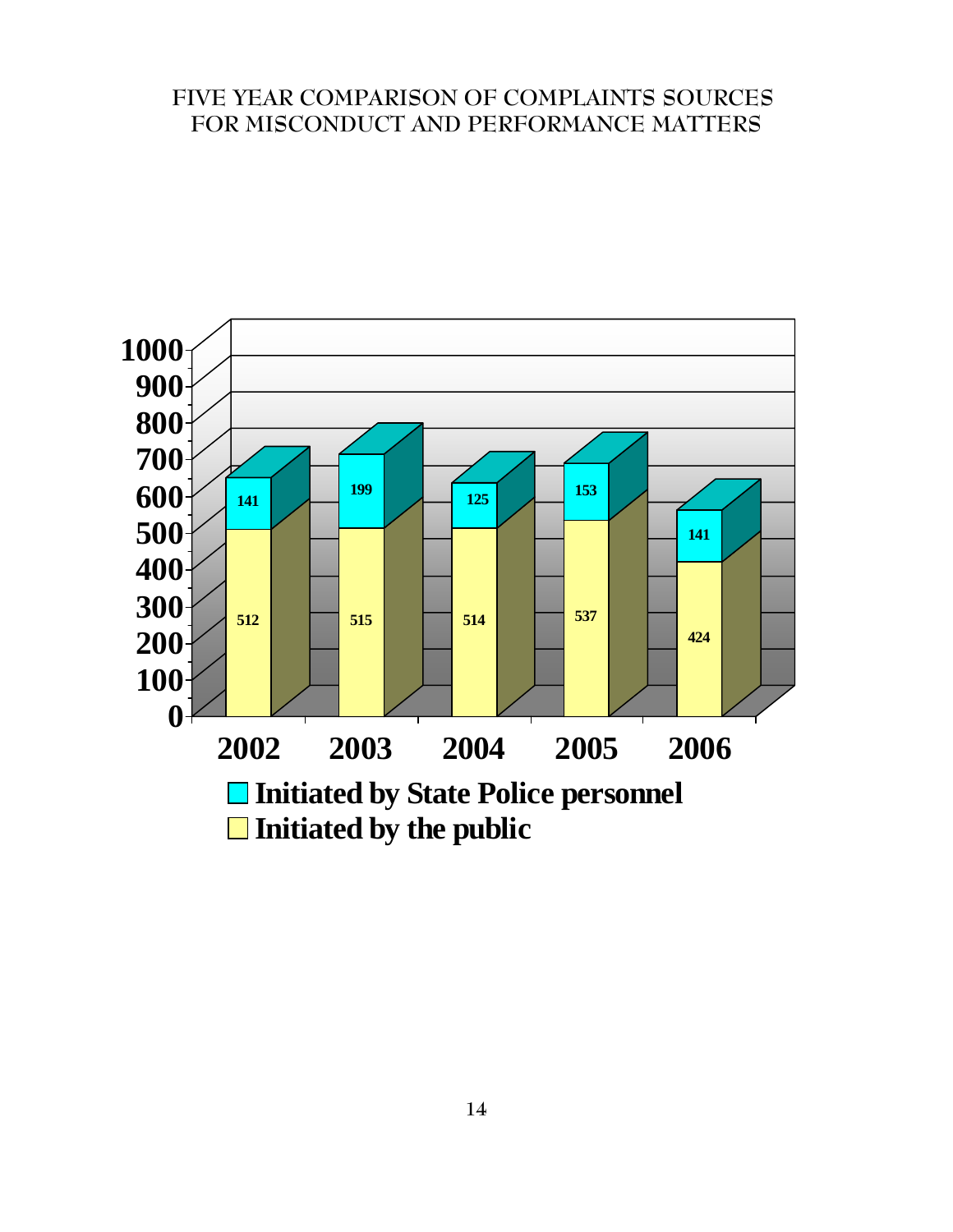# FIVE YEAR COMPARISON OF COMPLAINTS SOURCES FOR MISCONDUCT AND PERFORMANCE MATTERS

| Year | Initiated by State Police personnel | Initiated by the public |
|---|---|---|
| 2002 | 141 | 512 |
| 2003 | 199 | 515 |
| 2004 | 125 | 514 |
| 2005 | 153 | 537 |
| 2006 | 141 | 424 |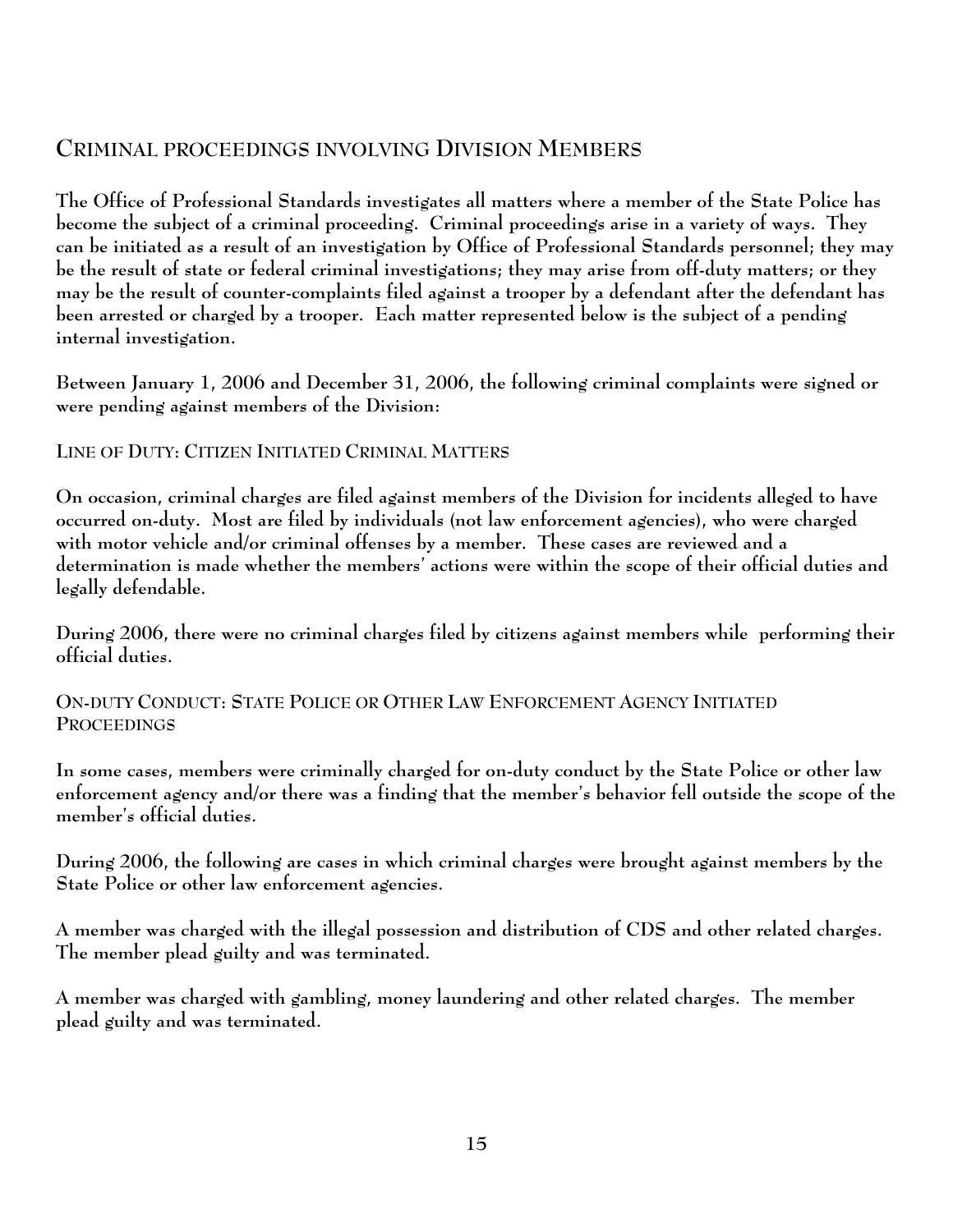## Criminal proceedings involving Division Members

The Office of Professional Standards investigates all matters where a member of the State Police has become the subject of a criminal proceeding. Criminal proceedings arise in a variety of ways. They can be initiated as a result of an investigation by Office of Professional Standards personnel; they may be the result of state or federal criminal investigations; they may arise from off-duty matters; or they may be the result of counter-complaints filed against a trooper by a defendant after the defendant has been arrested or charged by a trooper. Each matter represented below is the subject of a pending internal investigation.

Between January 1, 2006 and December 31, 2006, the following criminal complaints were signed or were pending against members of the Division:

### Line of Duty: Citizen Initiated Criminal Matters

On occasion, criminal charges are filed against members of the Division for incidents alleged to have occurred on-duty. Most are filed by individuals (not law enforcement agencies), who were charged with motor vehicle and/or criminal offenses by a member. These cases are reviewed and a determination is made whether the members' actions were within the scope of their official duties and legally defendable.

During 2006, there were no criminal charges filed by citizens against members while performing their official duties.

### On-duty Conduct: State Police or Other Law Enforcement Agency Initiated Proceedings

In some cases, members were criminally charged for on-duty conduct by the State Police or other law enforcement agency and/or there was a finding that the member's behavior fell outside the scope of the member's official duties.

During 2006, the following are cases in which criminal charges were brought against members by the State Police or other law enforcement agencies.

A member was charged with the illegal possession and distribution of CDS and other related charges. The member plead guilty and was terminated.

A member was charged with gambling, money laundering and other related charges. The member plead guilty and was terminated.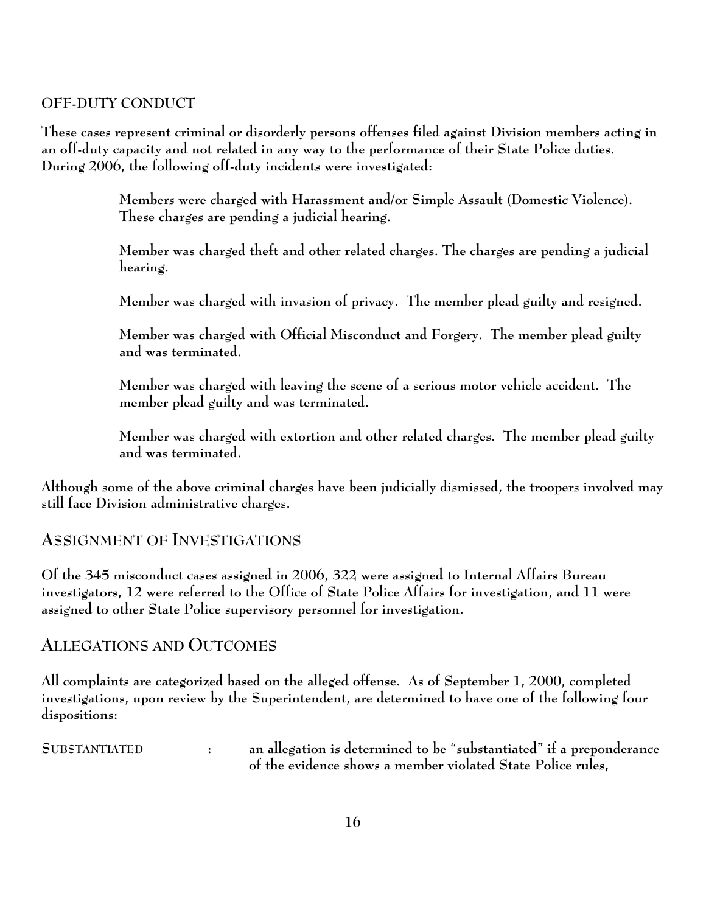## OFF-DUTY CONDUCT

These cases represent criminal or disorderly persons offenses filed against Division members acting in an off-duty capacity and not related in any way to the performance of their State Police duties. During 2006, the following off-duty incidents were investigated:

> Members were charged with Harassment and/or Simple Assault (Domestic Violence). These charges are pending a judicial hearing.
>
> Member was charged theft and other related charges. The charges are pending a judicial hearing.
>
> Member was charged with invasion of privacy. The member plead guilty and resigned.
>
> Member was charged with Official Misconduct and Forgery. The member plead guilty and was terminated.
>
> Member was charged with leaving the scene of a serious motor vehicle accident. The member plead guilty and was terminated.
>
> Member was charged with extortion and other related charges. The member plead guilty and was terminated.

Although some of the above criminal charges have been judicially dismissed, the troopers involved may still face Division administrative charges.

## ASSIGNMENT OF INVESTIGATIONS

Of the 345 misconduct cases assigned in 2006, 322 were assigned to Internal Affairs Bureau investigators, 12 were referred to the Office of State Police Affairs for investigation, and 11 were assigned to other State Police supervisory personnel for investigation.

## ALLEGATIONS AND OUTCOMES

All complaints are categorized based on the alleged offense. As of September 1, 2000, completed investigations, upon review by the Superintendent, are determined to have one of the following four dispositions:

SUBSTANTIATED : an allegation is determined to be "substantiated" if a preponderance of the evidence shows a member violated State Police rules,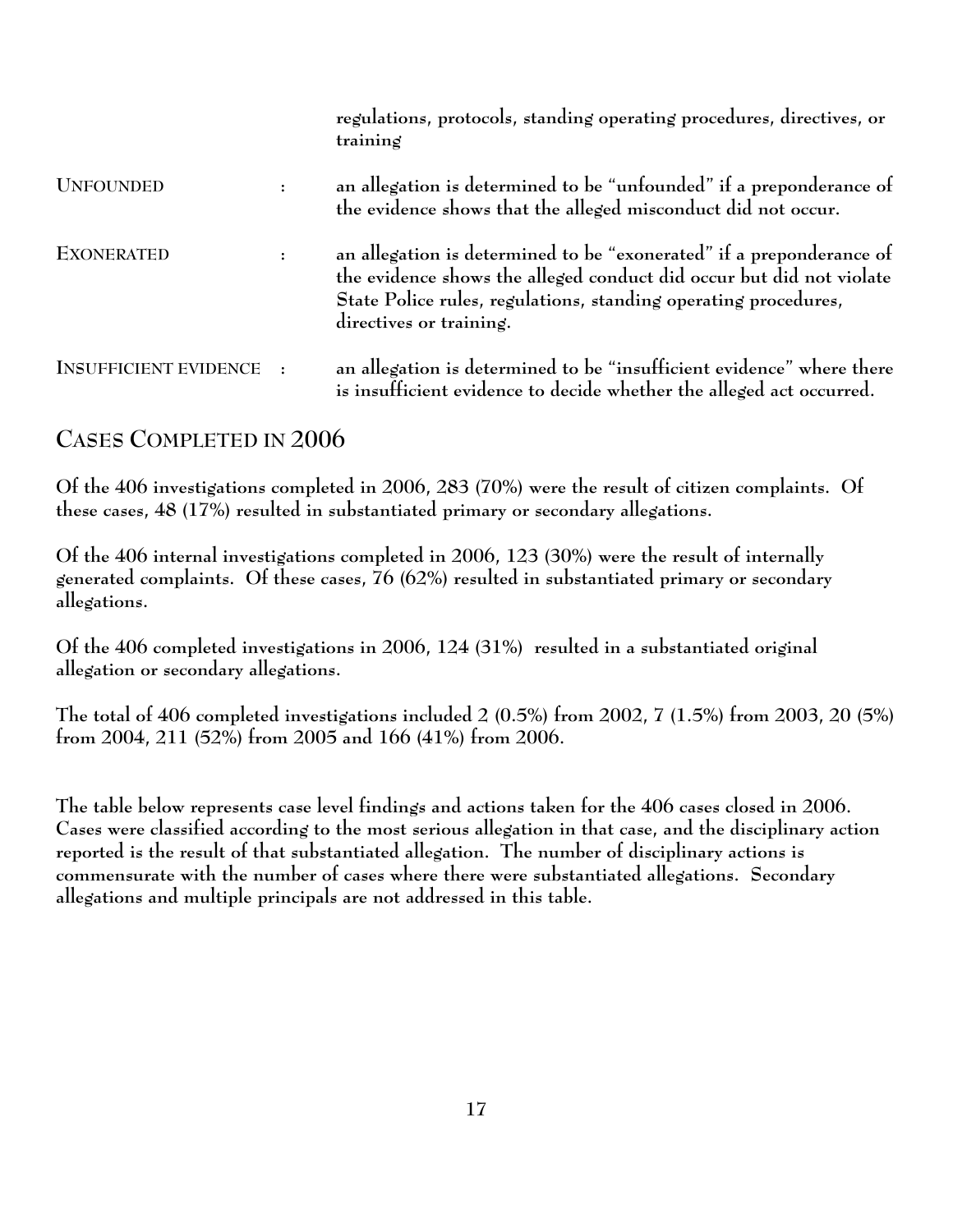regulations, protocols, standing operating procedures, directives, or training

UNFOUNDED : an allegation is determined to be "unfounded" if a preponderance of the evidence shows that the alleged misconduct did not occur.

EXONERATED : an allegation is determined to be "exonerated" if a preponderance of the evidence shows the alleged conduct did occur but did not violate State Police rules, regulations, standing operating procedures, directives or training.

INSUFFICIENT EVIDENCE : an allegation is determined to be "insufficient evidence" where there is insufficient evidence to decide whether the alleged act occurred.

## CASES COMPLETED IN 2006

Of the 406 investigations completed in 2006, 283 (70%) were the result of citizen complaints. Of these cases, 48 (17%) resulted in substantiated primary or secondary allegations.

Of the 406 internal investigations completed in 2006, 123 (30%) were the result of internally generated complaints. Of these cases, 76 (62%) resulted in substantiated primary or secondary allegations.

Of the 406 completed investigations in 2006, 124 (31%) resulted in a substantiated original allegation or secondary allegations.

The total of 406 completed investigations included 2 (0.5%) from 2002, 7 (1.5%) from 2003, 20 (5%) from 2004, 211 (52%) from 2005 and 166 (41%) from 2006.

The table below represents case level findings and actions taken for the 406 cases closed in 2006. Cases were classified according to the most serious allegation in that case, and the disciplinary action reported is the result of that substantiated allegation. The number of disciplinary actions is commensurate with the number of cases where there were substantiated allegations. Secondary allegations and multiple principals are not addressed in this table.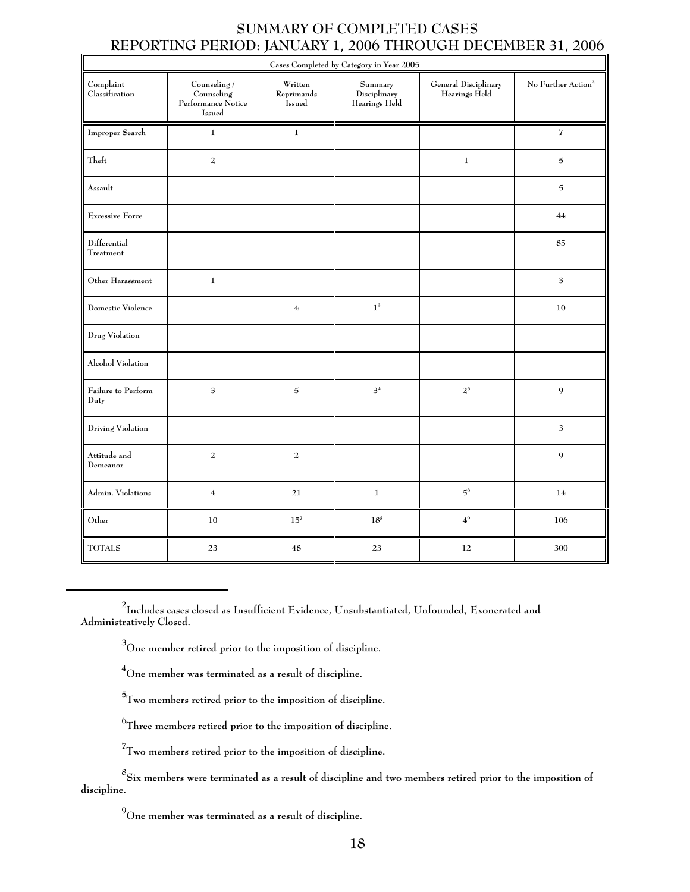# SUMMARY OF COMPLETED CASES
## REPORTING PERIOD: JANUARY 1, 2006 THROUGH DECEMBER 31, 2006

| Cases Completed by Category in Year 2005 | | | | | |
|---|---|---|---|---|---|
| Complaint Classification | Counseling / Counseling Performance Notice Issued | Written Reprimands Issued | Summary Disciplinary Hearings Held | General Disciplinary Hearings Held | No Further Action[2] |
| Improper Search | 1 | 1 | | | 7 |
| Theft | 2 | | | 1 | 5 |
| Assault | | | | | 5 |
| Excessive Force | | | | | 44 |
| Differential Treatment | | | | | 85 |
| Other Harassment | 1 | | | | 3 |
| Domestic Violence | | 4 | 1[3] | | 10 |
| Drug Violation | | | | | |
| Alcohol Violation | | | | | |
| Failure to Perform Duty | 3 | 5 | 3[4] | 2[5] | 9 |
| Driving Violation | | | | | 3 |
| Attitude and Demeanor | 2 | 2 | | | 9 |
| Admin. Violations | 4 | 21 | 1 | 5[6] | 14 |
| Other | 10 | 15[7] | 18[8] | 4[9] | 106 |
| TOTALS | 23 | 48 | 23 | 12 | 300 |

[2] Includes cases closed as Insufficient Evidence, Unsubstantiated, Unfounded, Exonerated and Administratively Closed.

[3] One member retired prior to the imposition of discipline.

[4] One member was terminated as a result of discipline.

[5] Two members retired prior to the imposition of discipline.

[6] Three members retired prior to the imposition of discipline.

[7] Two members retired prior to the imposition of discipline.

[8] Six members were terminated as a result of discipline and two members retired prior to the imposition of discipline.

[9] One member was terminated as a result of discipline.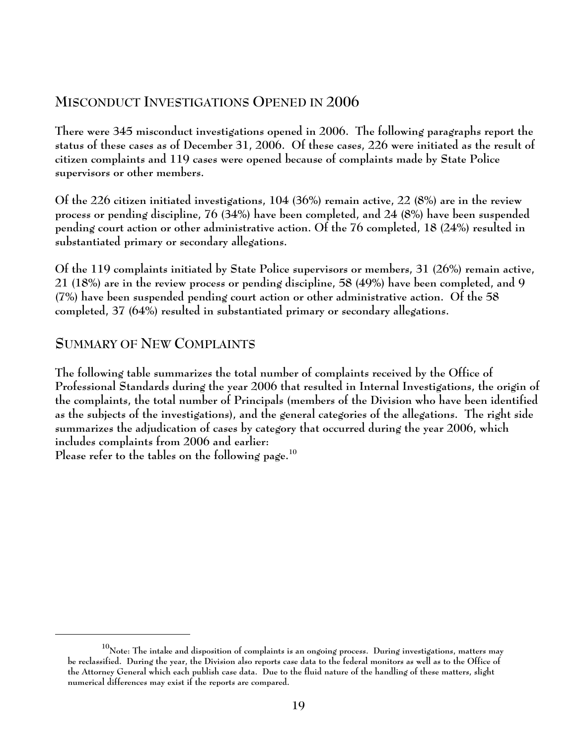## MISCONDUCT INVESTIGATIONS OPENED IN 2006

There were 345 misconduct investigations opened in 2006. The following paragraphs report the status of these cases as of December 31, 2006. Of these cases, 226 were initiated as the result of citizen complaints and 119 cases were opened because of complaints made by State Police supervisors or other members.

Of the 226 citizen initiated investigations, 104 (36%) remain active, 22 (8%) are in the review process or pending discipline, 76 (34%) have been completed, and 24 (8%) have been suspended pending court action or other administrative action. Of the 76 completed, 18 (24%) resulted in substantiated primary or secondary allegations.

Of the 119 complaints initiated by State Police supervisors or members, 31 (26%) remain active, 21 (18%) are in the review process or pending discipline, 58 (49%) have been completed, and 9 (7%) have been suspended pending court action or other administrative action. Of the 58 completed, 37 (64%) resulted in substantiated primary or secondary allegations.

## SUMMARY OF NEW COMPLAINTS

The following table summarizes the total number of complaints received by the Office of Professional Standards during the year 2006 that resulted in Internal Investigations, the origin of the complaints, the total number of Principals (members of the Division who have been identified as the subjects of the investigations), and the general categories of the allegations. The right side summarizes the adjudication of cases by category that occurred during the year 2006, which includes complaints from 2006 and earlier:
Please refer to the tables on the following page.[10]

[10] Note: The intake and disposition of complaints is an ongoing process. During investigations, matters may be reclassified. During the year, the Division also reports case data to the federal monitors as well as to the Office of the Attorney General which each publish case data. Due to the fluid nature of the handling of these matters, slight numerical differences may exist if the reports are compared.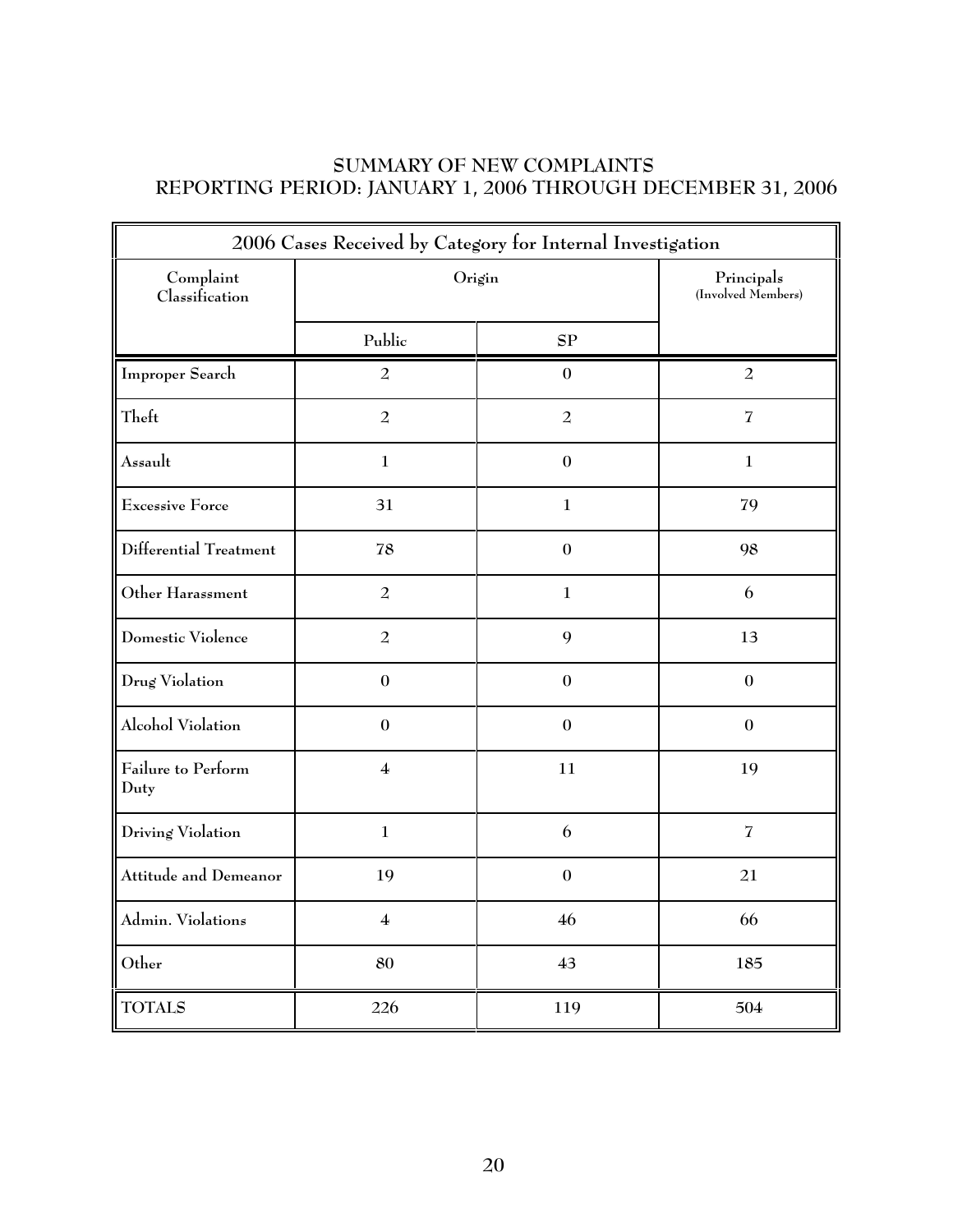## SUMMARY OF NEW COMPLAINTS
## REPORTING PERIOD: JANUARY 1, 2006 THROUGH DECEMBER 31, 2006

| 2006 Cases Received by Category for Internal Investigation | | | |
|---|---|---|---|
| Complaint Classification | Origin | | Principals (Involved Members) |
| | Public | SP | |
| Improper Search | 2 | 0 | 2 |
| Theft | 2 | 2 | 7 |
| Assault | 1 | 0 | 1 |
| Excessive Force | 31 | 1 | 79 |
| Differential Treatment | 78 | 0 | 98 |
| Other Harassment | 2 | 1 | 6 |
| Domestic Violence | 2 | 9 | 13 |
| Drug Violation | 0 | 0 | 0 |
| Alcohol Violation | 0 | 0 | 0 |
| Failure to Perform Duty | 4 | 11 | 19 |
| Driving Violation | 1 | 6 | 7 |
| Attitude and Demeanor | 19 | 0 | 21 |
| Admin. Violations | 4 | 46 | 66 |
| Other | 80 | 43 | 185 |
| TOTALS | 226 | 119 | 504 |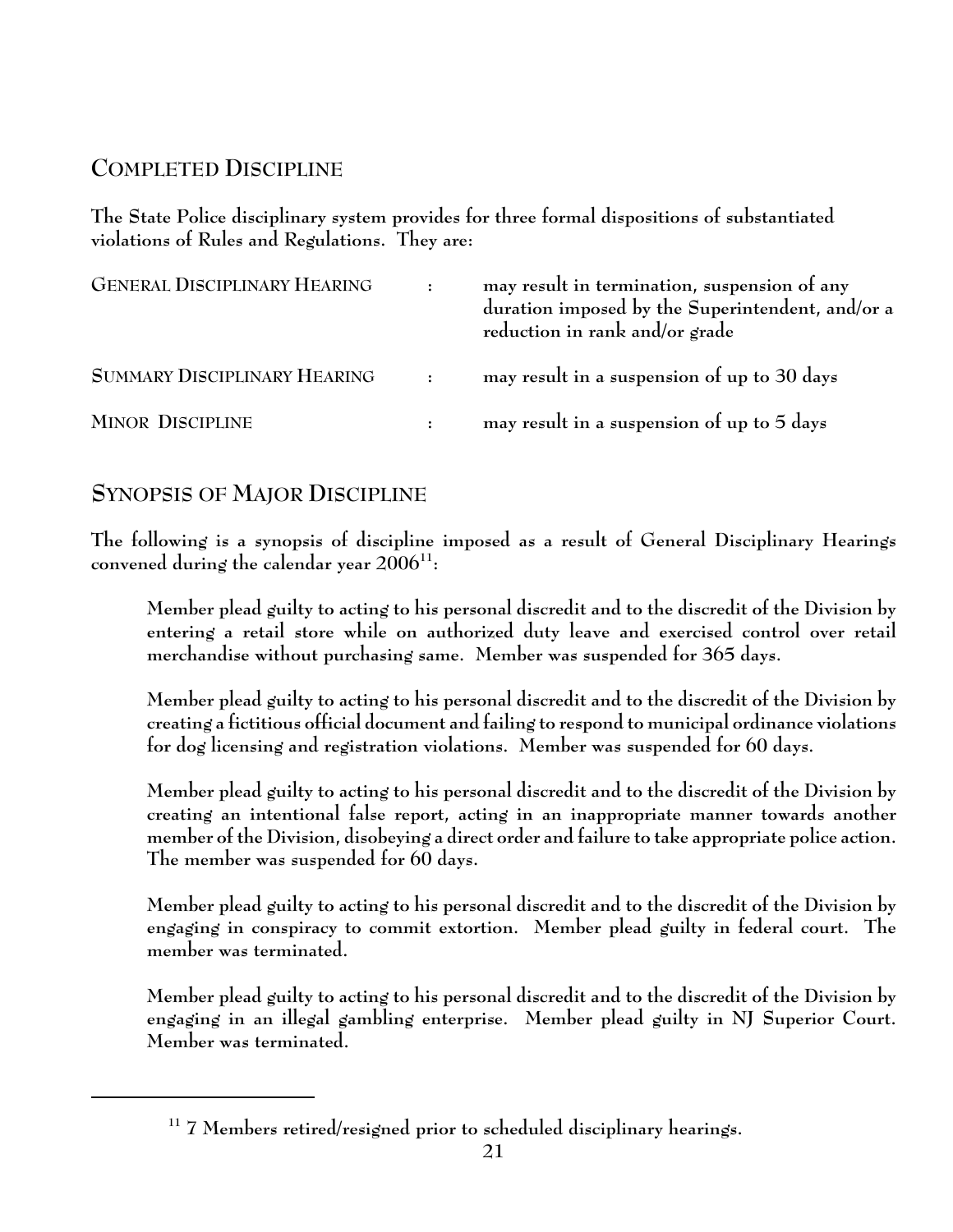## Completed Discipline

The State Police disciplinary system provides for three formal dispositions of substantiated violations of Rules and Regulations. They are:

| | | |
|---|---|---|
| GENERAL DISCIPLINARY HEARING | : | may result in termination, suspension of any duration imposed by the Superintendent, and/or a reduction in rank and/or grade |
| SUMMARY DISCIPLINARY HEARING | : | may result in a suspension of up to 30 days |
| MINOR DISCIPLINE | : | may result in a suspension of up to 5 days |

## Synopsis of Major Discipline

The following is a synopsis of discipline imposed as a result of General Disciplinary Hearings convened during the calendar year 2006[11]:

> Member plead guilty to acting to his personal discredit and to the discredit of the Division by entering a retail store while on authorized duty leave and exercised control over retail merchandise without purchasing same. Member was suspended for 365 days.
>
> Member plead guilty to acting to his personal discredit and to the discredit of the Division by creating a fictitious official document and failing to respond to municipal ordinance violations for dog licensing and registration violations. Member was suspended for 60 days.
>
> Member plead guilty to acting to his personal discredit and to the discredit of the Division by creating an intentional false report, acting in an inappropriate manner towards another member of the Division, disobeying a direct order and failure to take appropriate police action. The member was suspended for 60 days.
>
> Member plead guilty to acting to his personal discredit and to the discredit of the Division by engaging in conspiracy to commit extortion. Member plead guilty in federal court. The member was terminated.
>
> Member plead guilty to acting to his personal discredit and to the discredit of the Division by engaging in an illegal gambling enterprise. Member plead guilty in NJ Superior Court. Member was terminated.

---

[11] 7 Members retired/resigned prior to scheduled disciplinary hearings.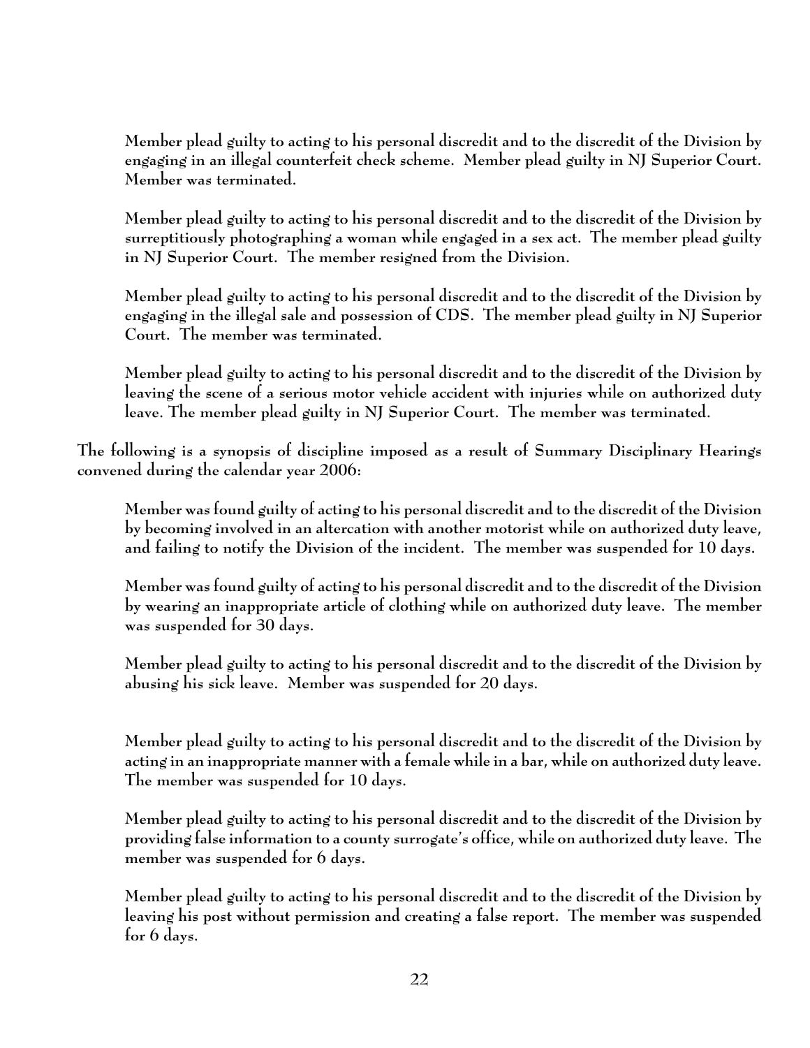Member plead guilty to acting to his personal discredit and to the discredit of the Division by engaging in an illegal counterfeit check scheme. Member plead guilty in NJ Superior Court. Member was terminated.

Member plead guilty to acting to his personal discredit and to the discredit of the Division by surreptitiously photographing a woman while engaged in a sex act. The member plead guilty in NJ Superior Court. The member resigned from the Division.

Member plead guilty to acting to his personal discredit and to the discredit of the Division by engaging in the illegal sale and possession of CDS. The member plead guilty in NJ Superior Court. The member was terminated.

Member plead guilty to acting to his personal discredit and to the discredit of the Division by leaving the scene of a serious motor vehicle accident with injuries while on authorized duty leave. The member plead guilty in NJ Superior Court. The member was terminated.

The following is a synopsis of discipline imposed as a result of Summary Disciplinary Hearings convened during the calendar year 2006:

Member was found guilty of acting to his personal discredit and to the discredit of the Division by becoming involved in an altercation with another motorist while on authorized duty leave, and failing to notify the Division of the incident. The member was suspended for 10 days.

Member was found guilty of acting to his personal discredit and to the discredit of the Division by wearing an inappropriate article of clothing while on authorized duty leave. The member was suspended for 30 days.

Member plead guilty to acting to his personal discredit and to the discredit of the Division by abusing his sick leave. Member was suspended for 20 days.

Member plead guilty to acting to his personal discredit and to the discredit of the Division by acting in an inappropriate manner with a female while in a bar, while on authorized duty leave. The member was suspended for 10 days.

Member plead guilty to acting to his personal discredit and to the discredit of the Division by providing false information to a county surrogate's office, while on authorized duty leave. The member was suspended for 6 days.

Member plead guilty to acting to his personal discredit and to the discredit of the Division by leaving his post without permission and creating a false report. The member was suspended for 6 days.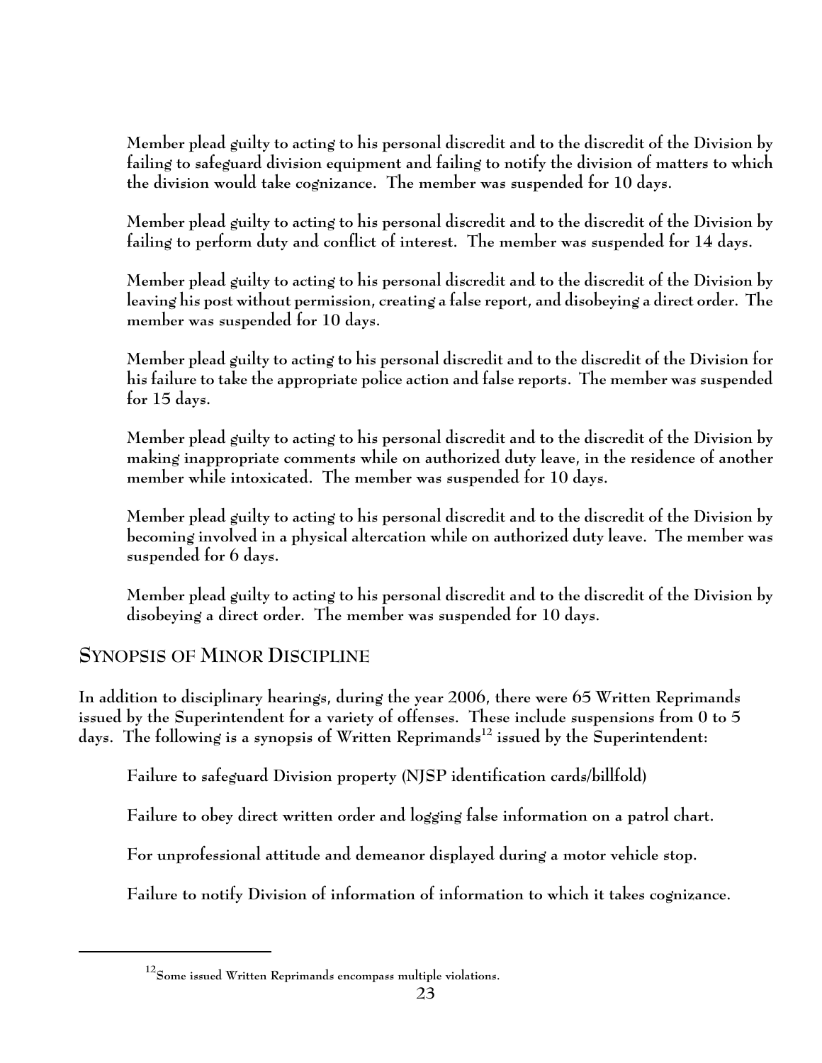Member plead guilty to acting to his personal discredit and to the discredit of the Division by failing to safeguard division equipment and failing to notify the division of matters to which the division would take cognizance. The member was suspended for 10 days.

Member plead guilty to acting to his personal discredit and to the discredit of the Division by failing to perform duty and conflict of interest. The member was suspended for 14 days.

Member plead guilty to acting to his personal discredit and to the discredit of the Division by leaving his post without permission, creating a false report, and disobeying a direct order. The member was suspended for 10 days.

Member plead guilty to acting to his personal discredit and to the discredit of the Division for his failure to take the appropriate police action and false reports. The member was suspended for 15 days.

Member plead guilty to acting to his personal discredit and to the discredit of the Division by making inappropriate comments while on authorized duty leave, in the residence of another member while intoxicated. The member was suspended for 10 days.

Member plead guilty to acting to his personal discredit and to the discredit of the Division by becoming involved in a physical altercation while on authorized duty leave. The member was suspended for 6 days.

Member plead guilty to acting to his personal discredit and to the discredit of the Division by disobeying a direct order. The member was suspended for 10 days.

## SYNOPSIS OF MINOR DISCIPLINE

In addition to disciplinary hearings, during the year 2006, there were 65 Written Reprimands issued by the Superintendent for a variety of offenses. These include suspensions from 0 to 5 days. The following is a synopsis of Written Reprimands[12] issued by the Superintendent:

Failure to safeguard Division property (NJSP identification cards/billfold)

Failure to obey direct written order and logging false information on a patrol chart.

For unprofessional attitude and demeanor displayed during a motor vehicle stop.

Failure to notify Division of information of information to which it takes cognizance.

[12] Some issued Written Reprimands encompass multiple violations.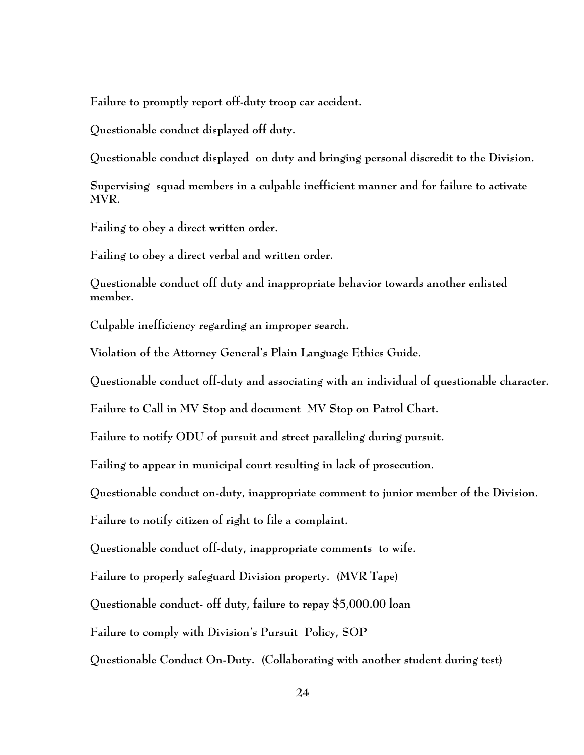**Failure to promptly report off-duty troop car accident.**

**Questionable conduct displayed off duty.**

**Questionable conduct displayed on duty and bringing personal discredit to the Division.**

**Supervising squad members in a culpable inefficient manner and for failure to activate MVR.**

**Failing to obey a direct written order.**

**Failing to obey a direct verbal and written order.**

**Questionable conduct off duty and inappropriate behavior towards another enlisted member.**

**Culpable inefficiency regarding an improper search.**

**Violation of the Attorney General's Plain Language Ethics Guide.**

**Questionable conduct off-duty and associating with an individual of questionable character.**

**Failure to Call in MV Stop and document MV Stop on Patrol Chart.**

**Failure to notify ODU of pursuit and street paralleling during pursuit.**

**Failing to appear in municipal court resulting in lack of prosecution.**

**Questionable conduct on-duty, inappropriate comment to junior member of the Division.**

**Failure to notify citizen of right to file a complaint.**

**Questionable conduct off-duty, inappropriate comments to wife.**

**Failure to properly safeguard Division property. (MVR Tape)**

**Questionable conduct- off duty, failure to repay $5,000.00 loan**

**Failure to comply with Division's Pursuit Policy, SOP**

**Questionable Conduct On-Duty. (Collaborating with another student during test)**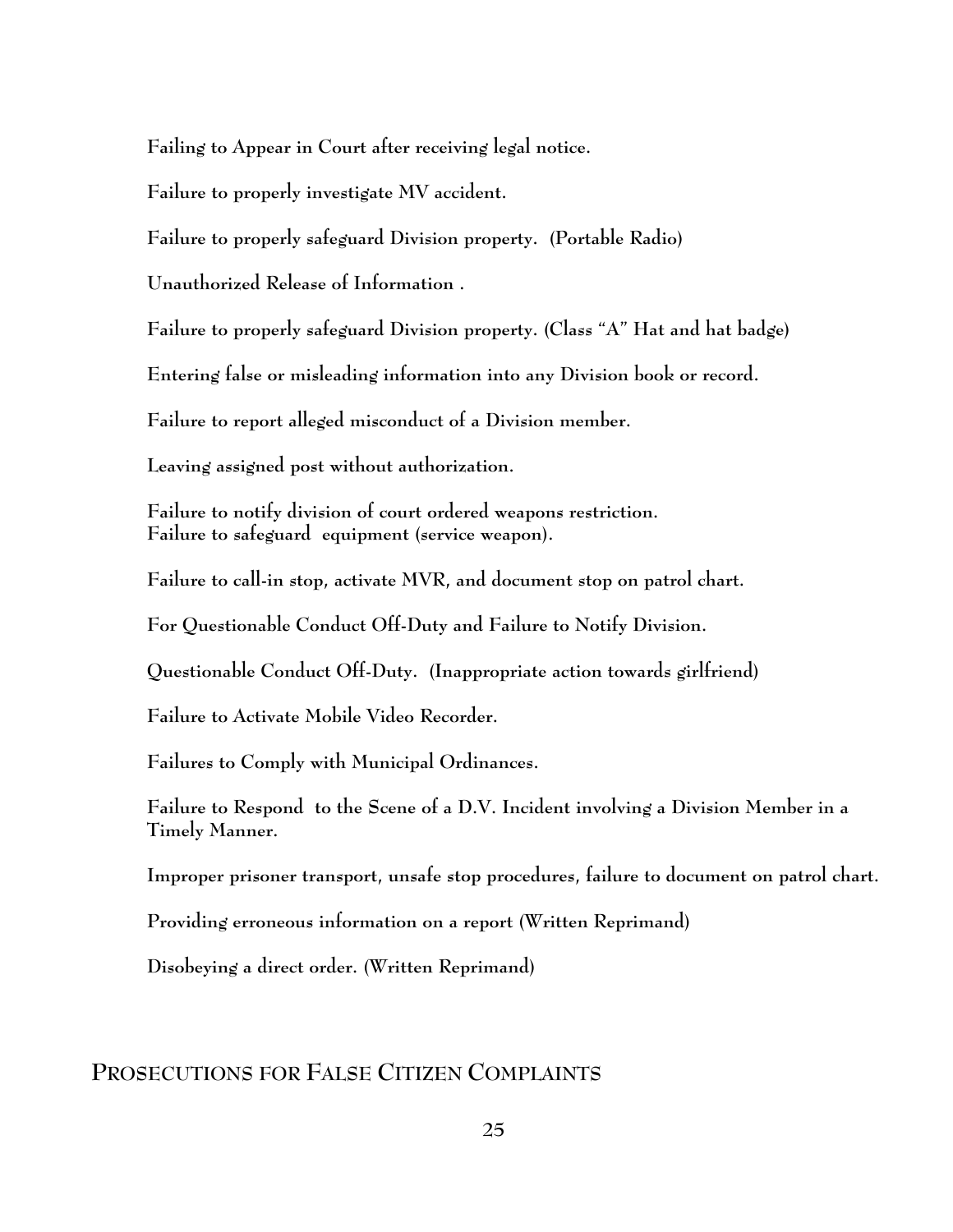**Failing to Appear in Court after receiving legal notice.**

**Failure to properly investigate MV accident.**

**Failure to properly safeguard Division property. (Portable Radio)**

**Unauthorized Release of Information .**

**Failure to properly safeguard Division property. (Class "A" Hat and hat badge)**

**Entering false or misleading information into any Division book or record.**

**Failure to report alleged misconduct of a Division member.**

**Leaving assigned post without authorization.**

**Failure to notify division of court ordered weapons restriction.**
**Failure to safeguard equipment (service weapon).**

**Failure to call-in stop, activate MVR, and document stop on patrol chart.**

**For Questionable Conduct Off-Duty and Failure to Notify Division.**

**Questionable Conduct Off-Duty. (Inappropriate action towards girlfriend)**

**Failure to Activate Mobile Video Recorder.**

**Failures to Comply with Municipal Ordinances.**

**Failure to Respond to the Scene of a D.V. Incident involving a Division Member in a Timely Manner.**

**Improper prisoner transport, unsafe stop procedures, failure to document on patrol chart.**

**Providing erroneous information on a report (Written Reprimand)**

**Disobeying a direct order. (Written Reprimand)**

## PROSECUTIONS FOR FALSE CITIZEN COMPLAINTS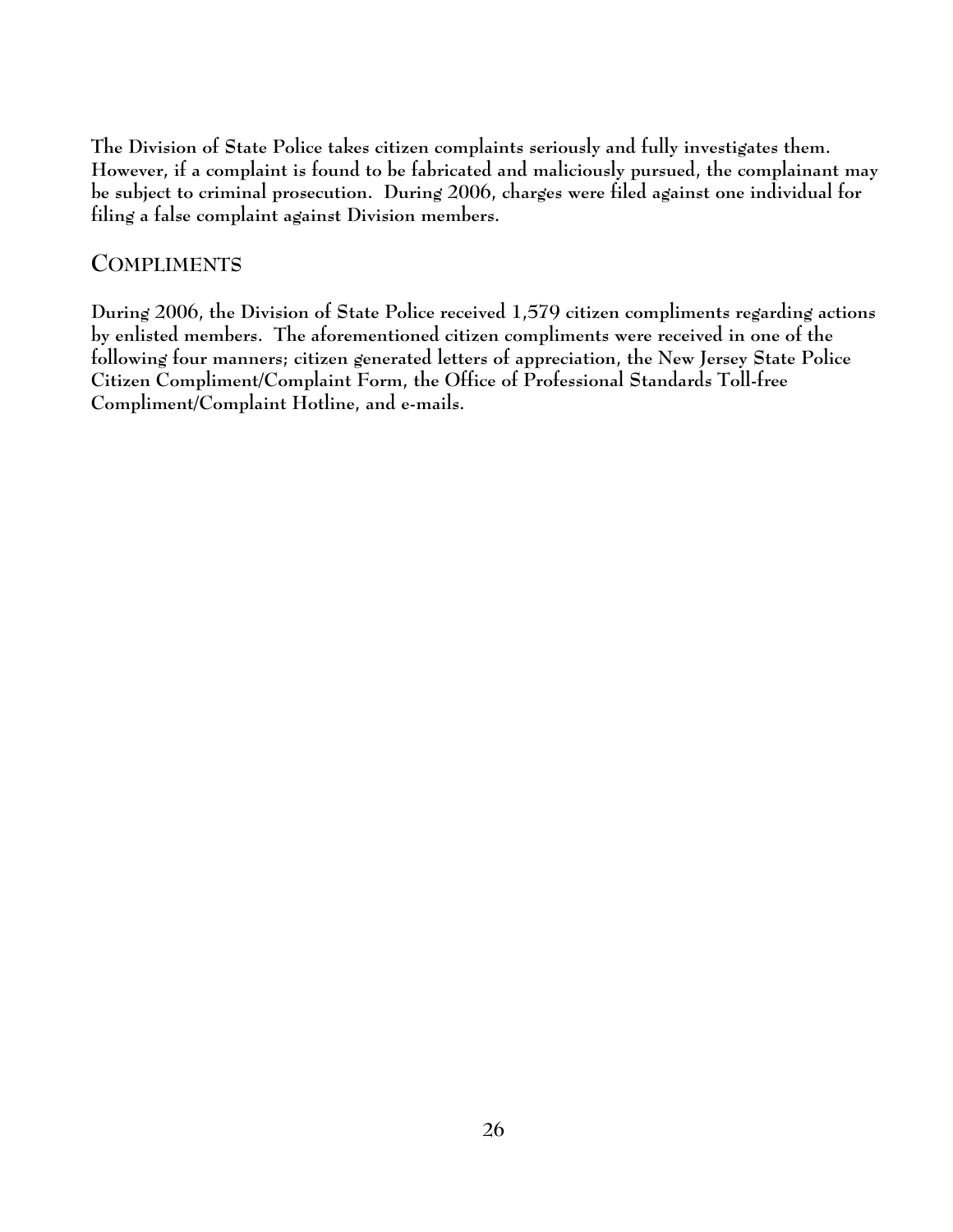The Division of State Police takes citizen complaints seriously and fully investigates them. However, if a complaint is found to be fabricated and maliciously pursued, the complainant may be subject to criminal prosecution. During 2006, charges were filed against one individual for filing a false complaint against Division members.

## COMPLIMENTS

During 2006, the Division of State Police received 1,579 citizen compliments regarding actions by enlisted members. The aforementioned citizen compliments were received in one of the following four manners; citizen generated letters of appreciation, the New Jersey State Police Citizen Compliment/Complaint Form, the Office of Professional Standards Toll-free Compliment/Complaint Hotline, and e-mails.